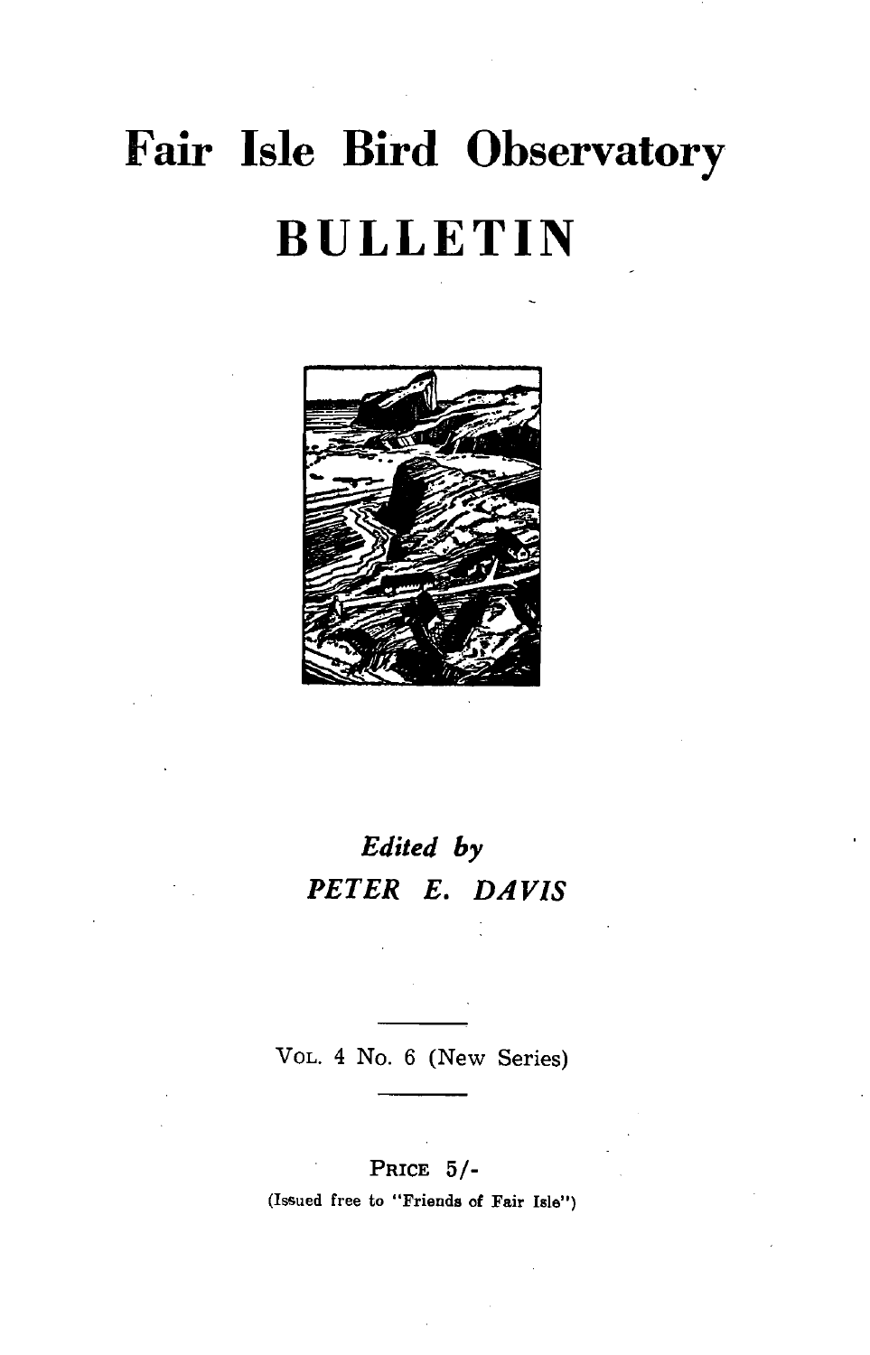# Fair Isle Bird Observatory

# BULLETIN

*Edited by*

*PETER E. DAVIS*

VOL. 4 No. 6 (New Series)

PRICE 5/-

(Issued free to "Friends of Fair Isle")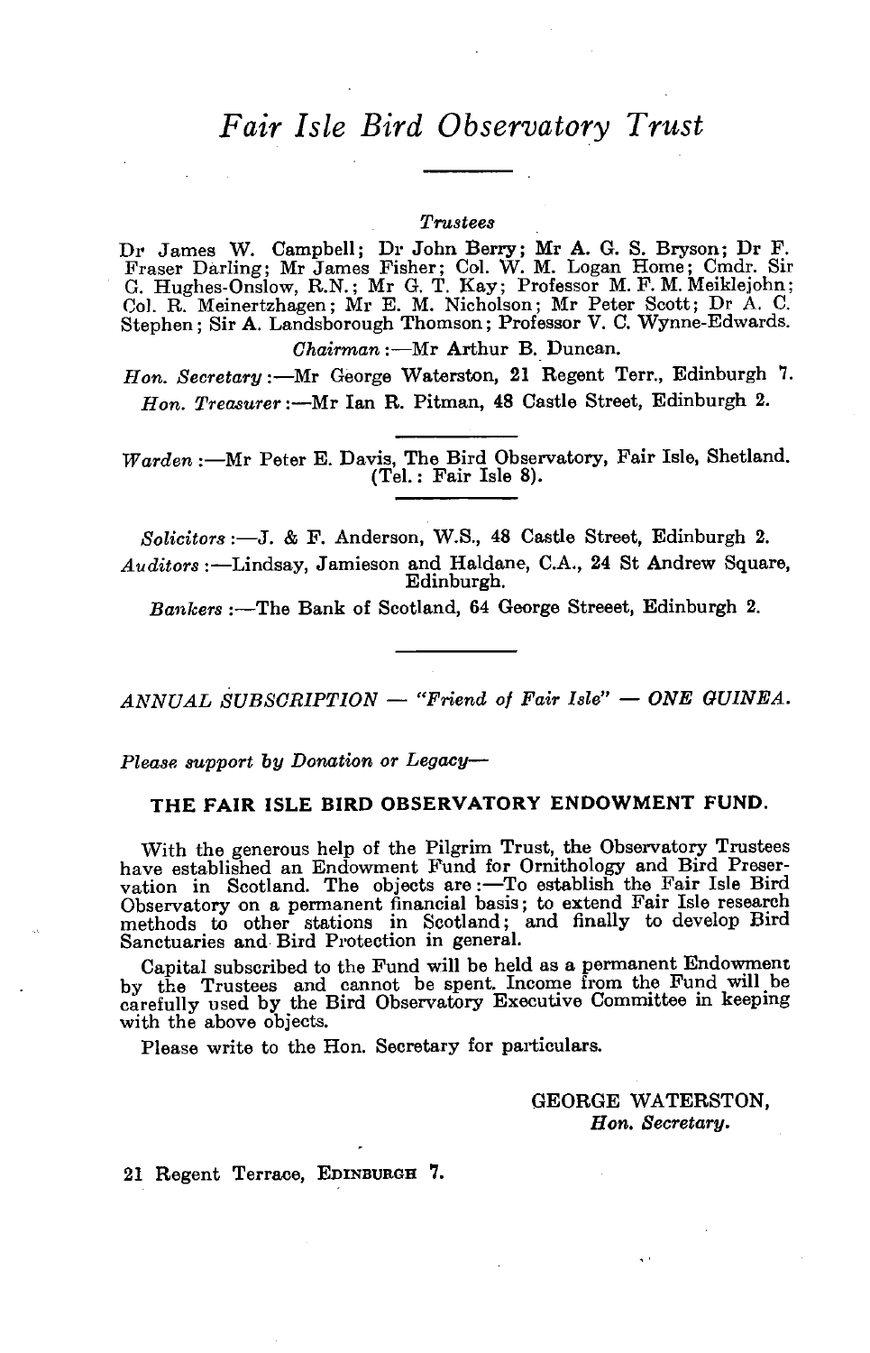# *Fair Isle Bird Observatory Trust*

---

*Trustees*

Dr James W. Campbell; Dr John Berry; Mr A. G. S. Bryson; Dr F. Fraser Darling; Mr James Fisher; Col. W. M. Logan Home; Cmdr. Sir G. Hughes-Onslow, R.N.; Mr G. T. Kay; Professor M. F. M. Meiklejohn; Col. R. Meinertzhagen; Mr E. M. Nicholson; Mr Peter Scott; Dr A. C. Stephen; Sir A. Landsborough Thomson; Professor V. C. Wynne-Edwards.

*Chairman* :—Mr Arthur B. Duncan.

*Hon. Secretary* :—Mr George Waterston, 21 Regent Terr., Edinburgh 7.

*Hon. Treasurer* :—Mr Ian R. Pitman, 48 Castle Street, Edinburgh 2.

---

*Warden* :—Mr Peter E. Davis, The Bird Observatory, Fair Isle, Shetland. (Tel.: Fair Isle 8).

---

*Solicitors* :—J. & F. Anderson, W.S., 48 Castle Street, Edinburgh 2.

*Auditors* :—Lindsay, Jamieson and Haldane, C.A., 24 St Andrew Square, Edinburgh.

*Bankers* :—The Bank of Scotland, 64 George Streeet, Edinburgh 2.

---

*ANNUAL SUBSCRIPTION — "Friend of Fair Isle" — ONE GUINEA.*

*Please support by Donation or Legacy—*

**THE FAIR ISLE BIRD OBSERVATORY ENDOWMENT FUND.**

With the generous help of the Pilgrim Trust, the Observatory Trustees have established an Endowment Fund for Ornithology and Bird Preservation in Scotland. The objects are :—To establish the Fair Isle Bird Observatory on a permanent financial basis; to extend Fair Isle research methods to other stations in Scotland; and finally to develop Bird Sanctuaries and Bird Protection in general.

Capital subscribed to the Fund will be held as a permanent Endowment by the Trustees and cannot be spent. Income from the Fund will be carefully used by the Bird Observatory Executive Committee in keeping with the above objects.

Please write to the Hon. Secretary for particulars.

GEORGE WATERSTON,
*Hon. Secretary.*

21 Regent Terrace, EDINBURGH 7.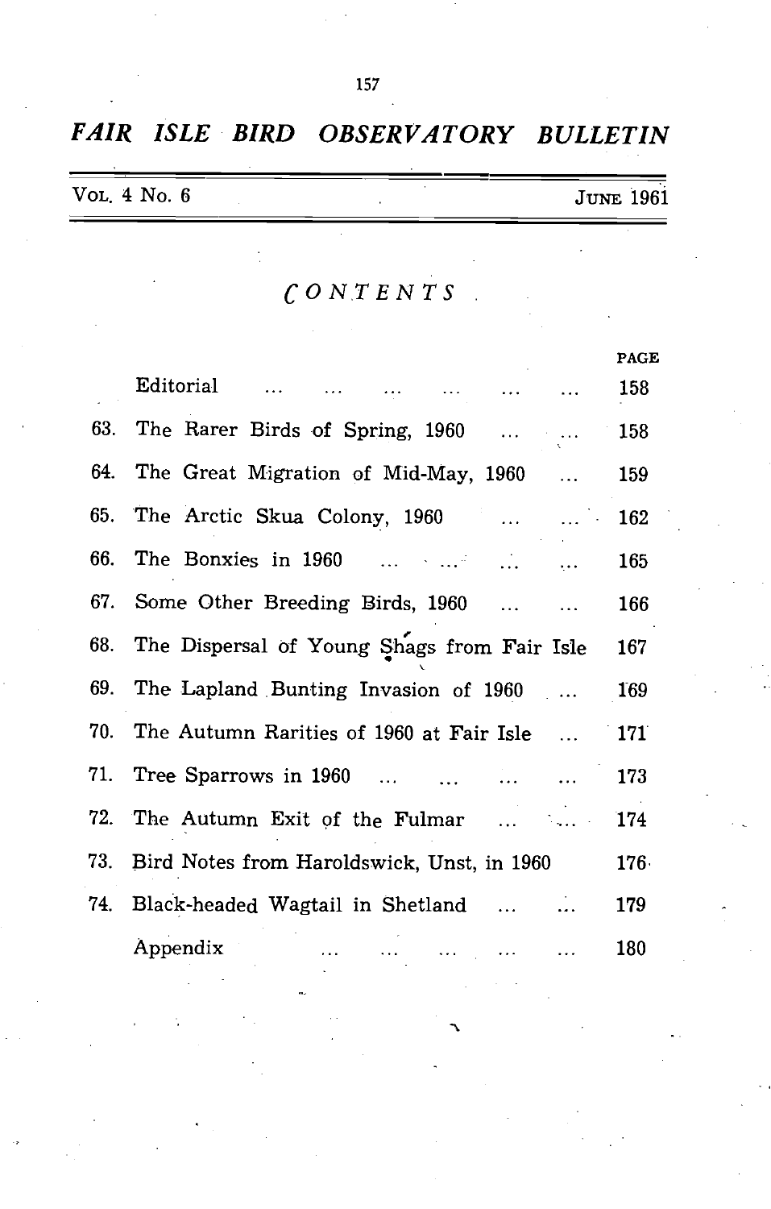# FAIR ISLE BIRD OBSERVATORY BULLETIN

Vol. 4 No. 6 — June 1961

## CONTENTS

| | | PAGE |
|---|---|---|
| | Editorial | 158 |
| 63. | The Rarer Birds of Spring, 1960 | 158 |
| 64. | The Great Migration of Mid-May, 1960 | 159 |
| 65. | The Arctic Skua Colony, 1960 | 162 |
| 66. | The Bonxies in 1960 | 165 |
| 67. | Some Other Breeding Birds, 1960 | 166 |
| 68. | The Dispersal of Young Shags from Fair Isle | 167 |
| 69. | The Lapland Bunting Invasion of 1960 | 169 |
| 70. | The Autumn Rarities of 1960 at Fair Isle | 171 |
| 71. | Tree Sparrows in 1960 | 173 |
| 72. | The Autumn Exit of the Fulmar | 174 |
| 73. | Bird Notes from Haroldswick, Unst, in 1960 | 176 |
| 74. | Black-headed Wagtail in Shetland | 179 |
| | Appendix | 180 |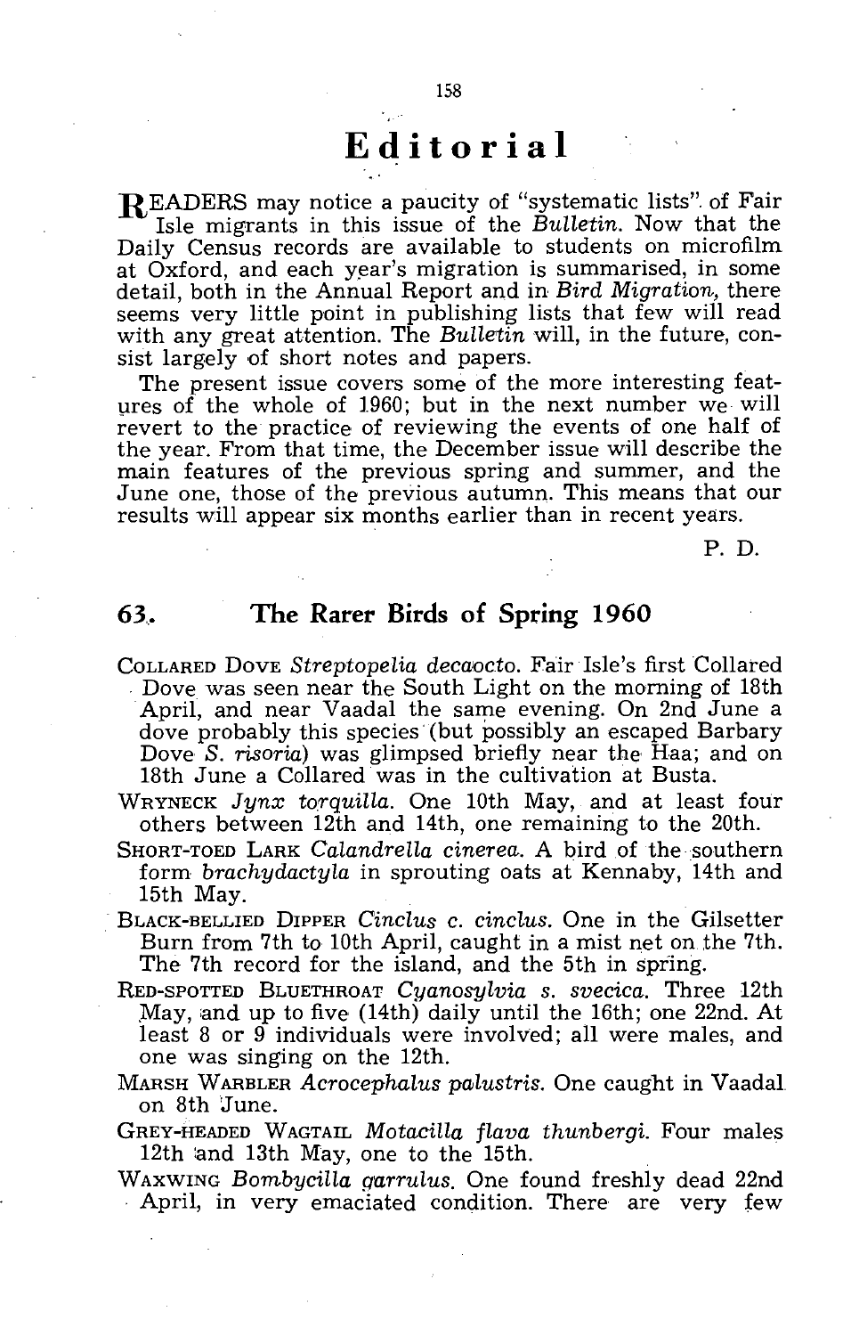# Editorial

READERS may notice a paucity of "systematic lists" of Fair Isle migrants in this issue of the *Bulletin*. Now that the Daily Census records are available to students on microfilm at Oxford, and each year's migration is summarised, in some detail, both in the Annual Report and in *Bird Migration*, there seems very little point in publishing lists that few will read with any great attention. The *Bulletin* will, in the future, consist largely of short notes and papers.

The present issue covers some of the more interesting features of the whole of 1960; but in the next number we will revert to the practice of reviewing the events of one half of the year. From that time, the December issue will describe the main features of the previous spring and summer, and the June one, those of the previous autumn. This means that our results will appear six months earlier than in recent years.

P. D.

## 63. The Rarer Birds of Spring 1960

COLLARED DOVE *Streptopelia decaocto*. Fair Isle's first Collared Dove was seen near the South Light on the morning of 18th April, and near Vaadal the same evening. On 2nd June a dove probably this species (but possibly an escaped Barbary Dove *S. risoria*) was glimpsed briefly near the Haa; and on 18th June a Collared was in the cultivation at Busta.

WRYNECK *Jynx torquilla*. One 10th May, and at least four others between 12th and 14th, one remaining to the 20th.

SHORT-TOED LARK *Calandrella cinerea*. A bird of the southern form *brachydactyla* in sprouting oats at Kennaby, 14th and 15th May.

BLACK-BELLIED DIPPER *Cinclus c. cinclus*. One in the Gilsetter Burn from 7th to 10th April, caught in a mist net on the 7th. The 7th record for the island, and the 5th in spring.

RED-SPOTTED BLUETHROAT *Cyanosylvia s. svecica*. Three 12th May, and up to five (14th) daily until the 16th; one 22nd. At least 8 or 9 individuals were involved; all were males, and one was singing on the 12th.

MARSH WARBLER *Acrocephalus palustris*. One caught in Vaadal on 8th June.

GREY-HEADED WAGTAIL *Motacilla flava thunbergi*. Four males 12th and 13th May, one to the 15th.

WAXWING *Bombycilla garrulus*. One found freshly dead 22nd April, in very emaciated condition. There are very few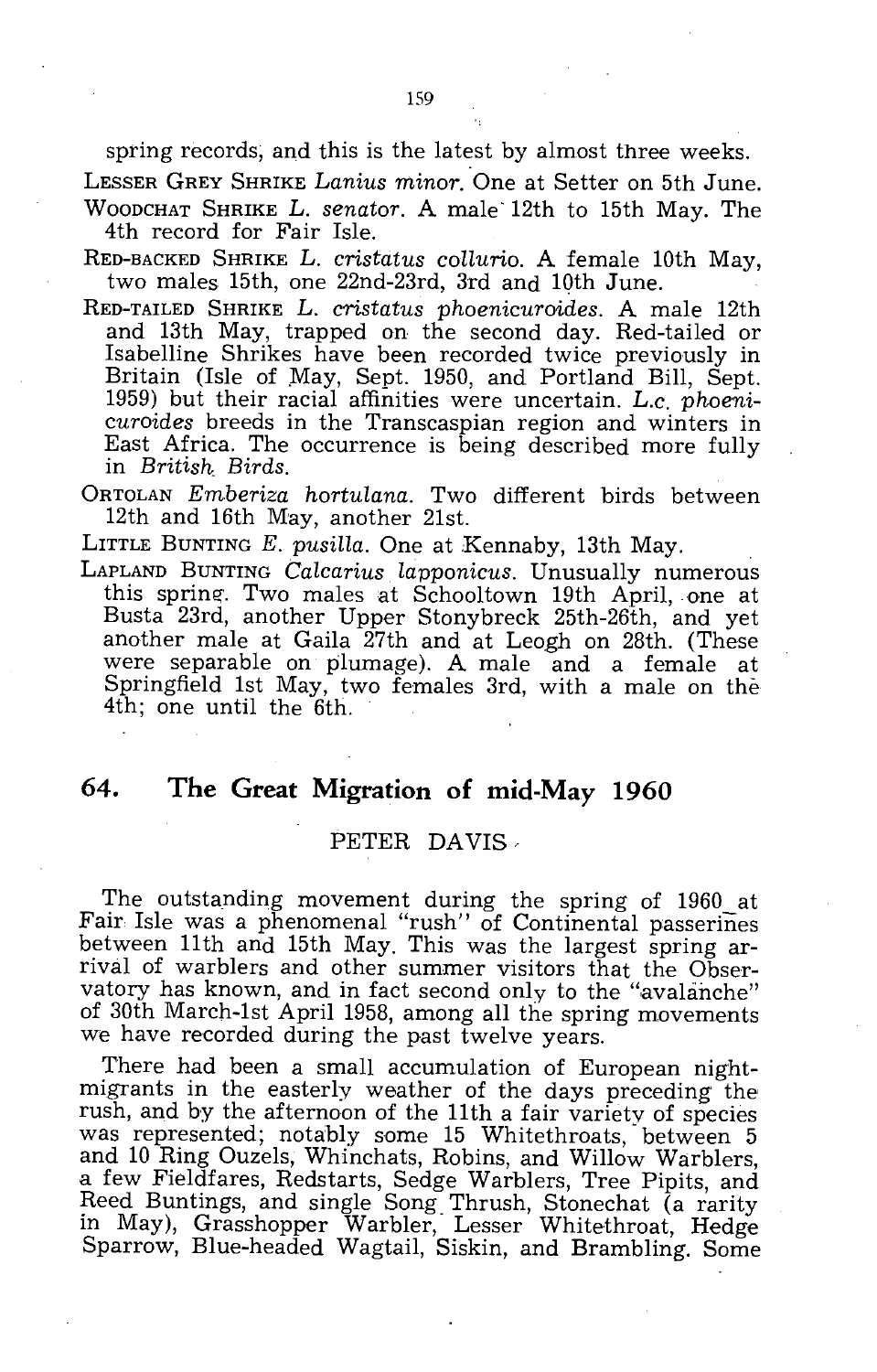spring records, and this is the latest by almost three weeks.

LESSER GREY SHRIKE *Lanius minor*. One at Setter on 5th June.

WOODCHAT SHRIKE *L. senator*. A male 12th to 15th May. The 4th record for Fair Isle.

RED-BACKED SHRIKE *L. cristatus collurio*. A female 10th May, two males 15th, one 22nd-23rd, 3rd and 10th June.

RED-TAILED SHRIKE *L. cristatus phoenicuroides*. A male 12th and 13th May, trapped on the second day. Red-tailed or Isabelline Shrikes have been recorded twice previously in Britain (Isle of May, Sept. 1950, and Portland Bill, Sept. 1959) but their racial affinities were uncertain. *L.c. phoenicuroides* breeds in the Transcaspian region and winters in East Africa. The occurrence is being described more fully in *British Birds*.

ORTOLAN *Emberiza hortulana*. Two different birds between 12th and 16th May, another 21st.

LITTLE BUNTING *E. pusilla*. One at Kennaby, 13th May.

LAPLAND BUNTING *Calcarius lapponicus*. Unusually numerous this spring. Two males at Schooltown 19th April, one at Busta 23rd, another Upper Stonybreck 25th-26th, and yet another male at Gaila 27th and at Leogh on 28th. (These were separable on plumage). A male and a female at Springfield 1st May, two females 3rd, with a male on the 4th; one until the 6th.

## 64. The Great Migration of mid-May 1960

PETER DAVIS

The outstanding movement during the spring of 1960 at Fair Isle was a phenomenal "rush" of Continental passerines between 11th and 15th May. This was the largest spring arrival of warblers and other summer visitors that the Observatory has known, and in fact second only to the "avalanche" of 30th March-1st April 1958, among all the spring movements we have recorded during the past twelve years.

There had been a small accumulation of European night-migrants in the easterly weather of the days preceding the rush, and by the afternoon of the 11th a fair variety of species was represented; notably some 15 Whitethroats, between 5 and 10 Ring Ouzels, Whinchats, Robins, and Willow Warblers, a few Fieldfares, Redstarts, Sedge Warblers, Tree Pipits, and Reed Buntings, and single Song Thrush, Stonechat (a rarity in May), Grasshopper Warbler, Lesser Whitethroat, Hedge Sparrow, Blue-headed Wagtail, Siskin, and Brambling. Some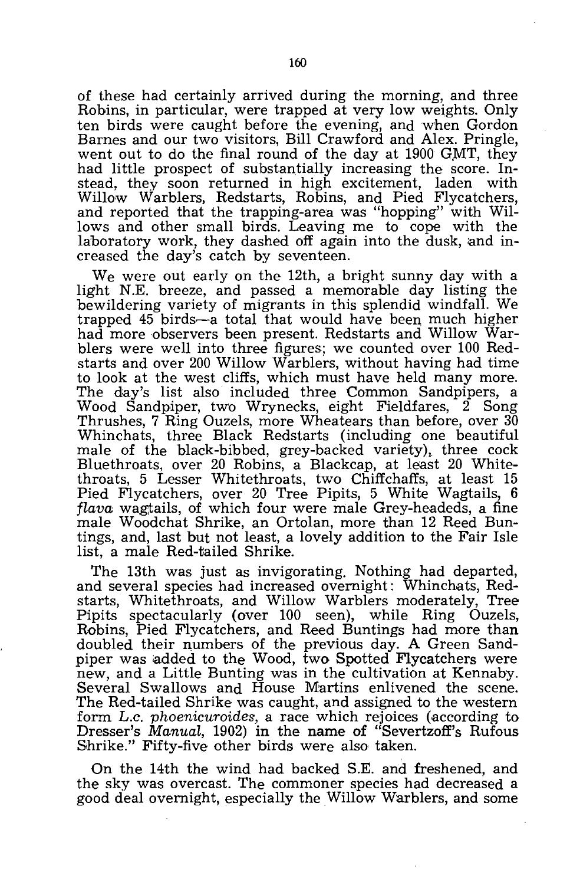of these had certainly arrived during the morning, and three Robins, in particular, were trapped at very low weights. Only ten birds were caught before the evening, and when Gordon Barnes and our two visitors, Bill Crawford and Alex. Pringle, went out to do the final round of the day at 1900 GMT, they had little prospect of substantially increasing the score. Instead, they soon returned in high excitement, laden with Willow Warblers, Redstarts, Robins, and Pied Flycatchers, and reported that the trapping-area was "hopping" with Willows and other small birds. Leaving me to cope with the laboratory work, they dashed off again into the dusk, and increased the day's catch by seventeen.

We were out early on the 12th, a bright sunny day with a light N.E. breeze, and passed a memorable day listing the bewildering variety of migrants in this splendid windfall. We trapped 45 birds—a total that would have been much higher had more observers been present. Redstarts and Willow Warblers were well into three figures; we counted over 100 Redstarts and over 200 Willow Warblers, without having had time to look at the west cliffs, which must have held many more. The day's list also included three Common Sandpipers, a Wood Sandpiper, two Wrynecks, eight Fieldfares, 2 Song Thrushes, 7 Ring Ouzels, more Wheatears than before, over 30 Whinchats, three Black Redstarts (including one beautiful male of the black-bibbed, grey-backed variety), three cock Bluethroats, over 20 Robins, a Blackcap, at least 20 Whitethroats, 5 Lesser Whitethroats, two Chiffchaffs, at least 15 Pied Flycatchers, over 20 Tree Pipits, 5 White Wagtails, 6 *flava* wagtails, of which four were male Grey-headeds, a fine male Woodchat Shrike, an Ortolan, more than 12 Reed Buntings, and, last but not least, a lovely addition to the Fair Isle list, a male Red-tailed Shrike.

The 13th was just as invigorating. Nothing had departed, and several species had increased overnight: Whinchats, Redstarts, Whitethroats, and Willow Warblers moderately, Tree Pipits spectacularly (over 100 seen), while Ring Ouzels, Robins, Pied Flycatchers, and Reed Buntings had more than doubled their numbers of the previous day. A Green Sandpiper was added to the Wood, two Spotted Flycatchers were new, and a Little Bunting was in the cultivation at Kennaby. Several Swallows and House Martins enlivened the scene. The Red-tailed Shrike was caught, and assigned to the western form *L.c. phoenicuroides*, a race which rejoices (according to Dresser's *Manual*, 1902) in the name of "Severtzoff's Rufous Shrike." Fifty-five other birds were also taken.

On the 14th the wind had backed S.E. and freshened, and the sky was overcast. The commoner species had decreased a good deal overnight, especially the Willow Warblers, and some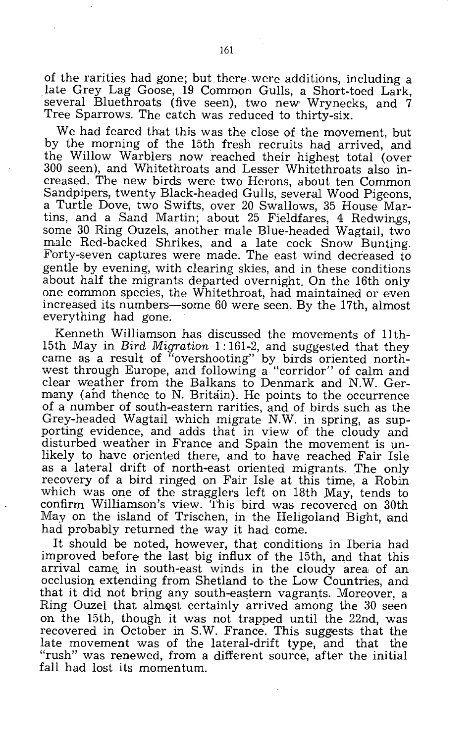of the rarities had gone; but there were additions, including a late Grey Lag Goose, 19 Common Gulls, a Short-toed Lark, several Bluethroats (five seen), two new Wrynecks, and 7 Tree Sparrows. The catch was reduced to thirty-six.

We had feared that this was the close of the movement, but by the morning of the 15th fresh recruits had arrived, and the Willow Warblers now reached their highest total (over 300 seen), and Whitethroats and Lesser Whitethroats also increased. The new birds were two Herons, about ten Common Sandpipers, twenty Black-headed Gulls, several Wood Pigeons, a Turtle Dove, two Swifts, over 20 Swallows, 35 House Martins, and a Sand Martin; about 25 Fieldfares, 4 Redwings, some 30 Ring Ouzels, another male Blue-headed Wagtail, two male Red-backed Shrikes, and a late cock Snow Bunting. Forty-seven captures were made. The east wind decreased to gentle by evening, with clearing skies, and in these conditions about half the migrants departed overnight. On the 16th only one common species, the Whitethroat, had maintained or even increased its numbers—some 60 were seen. By the 17th, almost everything had gone.

Kenneth Williamson has discussed the movements of 11th-15th May in *Bird Migration* 1:161-2, and suggested that they came as a result of "overshooting" by birds oriented north-west through Europe, and following a "corridor" of calm and clear weather from the Balkans to Denmark and N.W. Germany (and thence to N. Britain). He points to the occurrence of a number of south-eastern rarities, and of birds such as the Grey-headed Wagtail which migrate N.W. in spring, as supporting evidence, and adds that in view of the cloudy and disturbed weather in France and Spain the movement is unlikely to have oriented there, and to have reached Fair Isle as a lateral drift of north-east oriented migrants. The only recovery of a bird ringed on Fair Isle at this time, a Robin which was one of the stragglers left on 18th May, tends to confirm Williamson's view. This bird was recovered on 30th May on the island of Trischen, in the Heligoland Bight, and had probably returned the way it had come.

It should be noted, however, that conditions in Iberia had improved before the last big influx of the 15th, and that this arrival came in south-east winds in the cloudy area of an occlusion extending from Shetland to the Low Countries, and that it did not bring any south-eastern vagrants. Moreover, a Ring Ouzel that almost certainly arrived among the 30 seen on the 15th, though it was not trapped until the 22nd, was recovered in October in S.W. France. This suggests that the late movement was of the lateral-drift type, and that the "rush" was renewed, from a different source, after the initial fall had lost its momentum.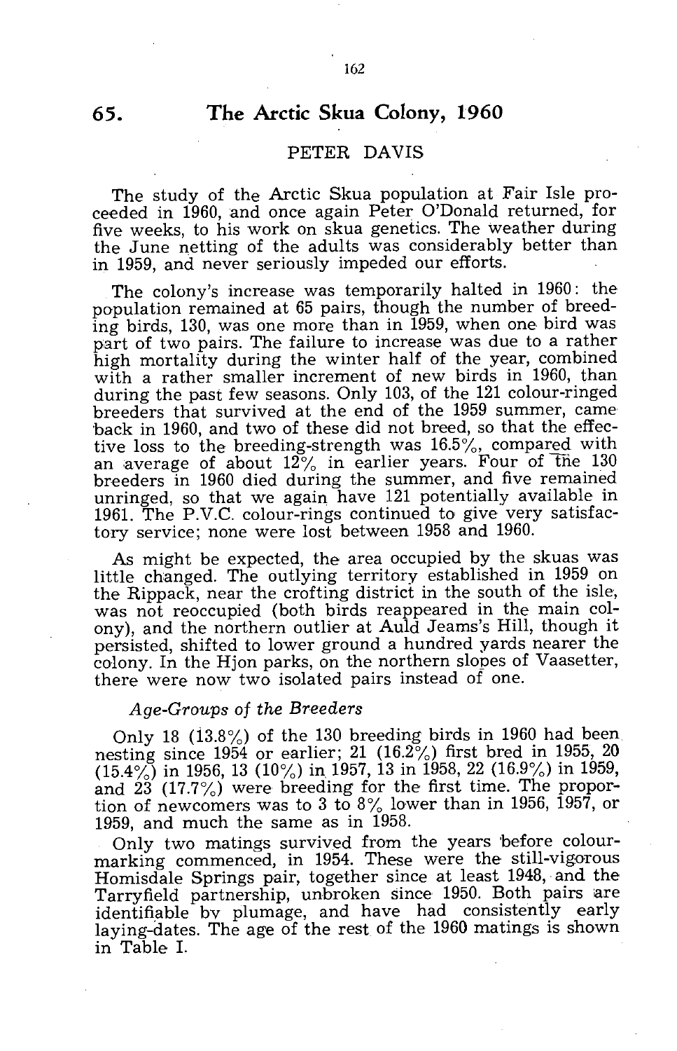## 65. The Arctic Skua Colony, 1960

PETER DAVIS

The study of the Arctic Skua population at Fair Isle proceeded in 1960, and once again Peter O'Donald returned, for five weeks, to his work on skua genetics. The weather during the June netting of the adults was considerably better than in 1959, and never seriously impeded our efforts.

The colony's increase was temporarily halted in 1960: the population remained at 65 pairs, though the number of breeding birds, 130, was one more than in 1959, when one bird was part of two pairs. The failure to increase was due to a rather high mortality during the winter half of the year, combined with a rather smaller increment of new birds in 1960, than during the past few seasons. Only 103, of the 121 colour-ringed breeders that survived at the end of the 1959 summer, came back in 1960, and two of these did not breed, so that the effective loss to the breeding-strength was 16.5%, compared with an average of about 12% in earlier years. Four of the 130 breeders in 1960 died during the summer, and five remained unringed, so that we again have 121 potentially available in 1961. The P.V.C. colour-rings continued to give very satisfactory service; none were lost between 1958 and 1960.

As might be expected, the area occupied by the skuas was little changed. The outlying territory established in 1959 on the Rippack, near the crofting district in the south of the isle, was not reoccupied (both birds reappeared in the main colony), and the northern outlier at Auld Jeams's Hill, though it persisted, shifted to lower ground a hundred yards nearer the colony. In the Hjon parks, on the northern slopes of Vaasetter, there were now two isolated pairs instead of one.

*Age-Groups of the Breeders*

Only 18 (13.8%) of the 130 breeding birds in 1960 had been nesting since 1954 or earlier; 21 (16.2%) first bred in 1955, 20 (15.4%) in 1956, 13 (10%) in 1957, 13 in 1958, 22 (16.9%) in 1959, and 23 (17.7%) were breeding for the first time. The proportion of newcomers was to 3 to 8% lower than in 1956, 1957, or 1959, and much the same as in 1958.

Only two matings survived from the years before colour-marking commenced, in 1954. These were the still-vigorous Homisdale Springs pair, together since at least 1948, and the Tarryfield partnership, unbroken since 1950. Both pairs are identifiable by plumage, and have had consistently early laying-dates. The age of the rest of the 1960 matings is shown in Table I.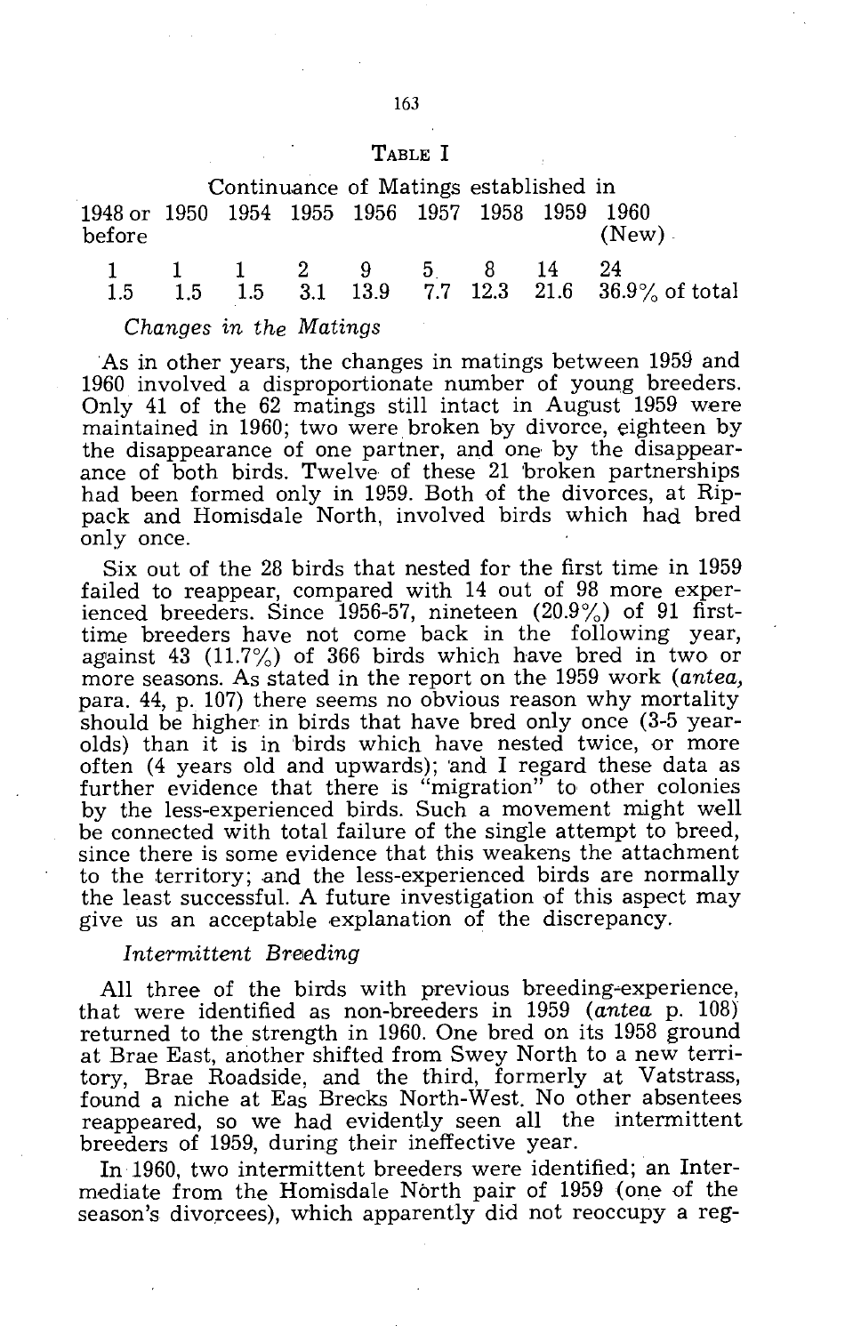TABLE I

Continuance of Matings established in

| 1948 or before | 1950 | 1954 | 1955 | 1956 | 1957 | 1958 | 1959 | 1960 (New) |
|---|---|---|---|---|---|---|---|---|
| 1 | 1 | 1 | 2 | 9 | 5 | 8 | 14 | 24 |
| 1.5 | 1.5 | 1.5 | 3.1 | 13.9 | 7.7 | 12.3 | 21.6 | 36.9% of total |

*Changes in the Matings*

As in other years, the changes in matings between 1959 and 1960 involved a disproportionate number of young breeders. Only 41 of the 62 matings still intact in August 1959 were maintained in 1960; two were broken by divorce, eighteen by the disappearance of one partner, and one by the disappearance of both birds. Twelve of these 21 broken partnerships had been formed only in 1959. Both of the divorces, at Rippack and Homisdale North, involved birds which had bred only once.

Six out of the 28 birds that nested for the first time in 1959 failed to reappear, compared with 14 out of 98 more experienced breeders. Since 1956-57, nineteen (20.9%) of 91 first-time breeders have not come back in the following year, against 43 (11.7%) of 366 birds which have bred in two or more seasons. As stated in the report on the 1959 work (*antea*, para. 44, p. 107) there seems no obvious reason why mortality should be higher in birds that have bred only once (3-5 year-olds) than it is in birds which have nested twice, or more often (4 years old and upwards); and I regard these data as further evidence that there is "migration" to other colonies by the less-experienced birds. Such a movement might well be connected with total failure of the single attempt to breed, since there is some evidence that this weakens the attachment to the territory; and the less-experienced birds are normally the least successful. A future investigation of this aspect may give us an acceptable explanation of the discrepancy.

*Intermittent Breeding*

All three of the birds with previous breeding-experience, that were identified as non-breeders in 1959 (*antea* p. 108) returned to the strength in 1960. One bred on its 1958 ground at Brae East, another shifted from Swey North to a new territory, Brae Roadside, and the third, formerly at Vatstrass, found a niche at Eas Brecks North-West. No other absentees reappeared, so we had evidently seen all the intermittent breeders of 1959, during their ineffective year.

In 1960, two intermittent breeders were identified; an Intermediate from the Homisdale North pair of 1959 (one of the season's divorcees), which apparently did not reoccupy a reg-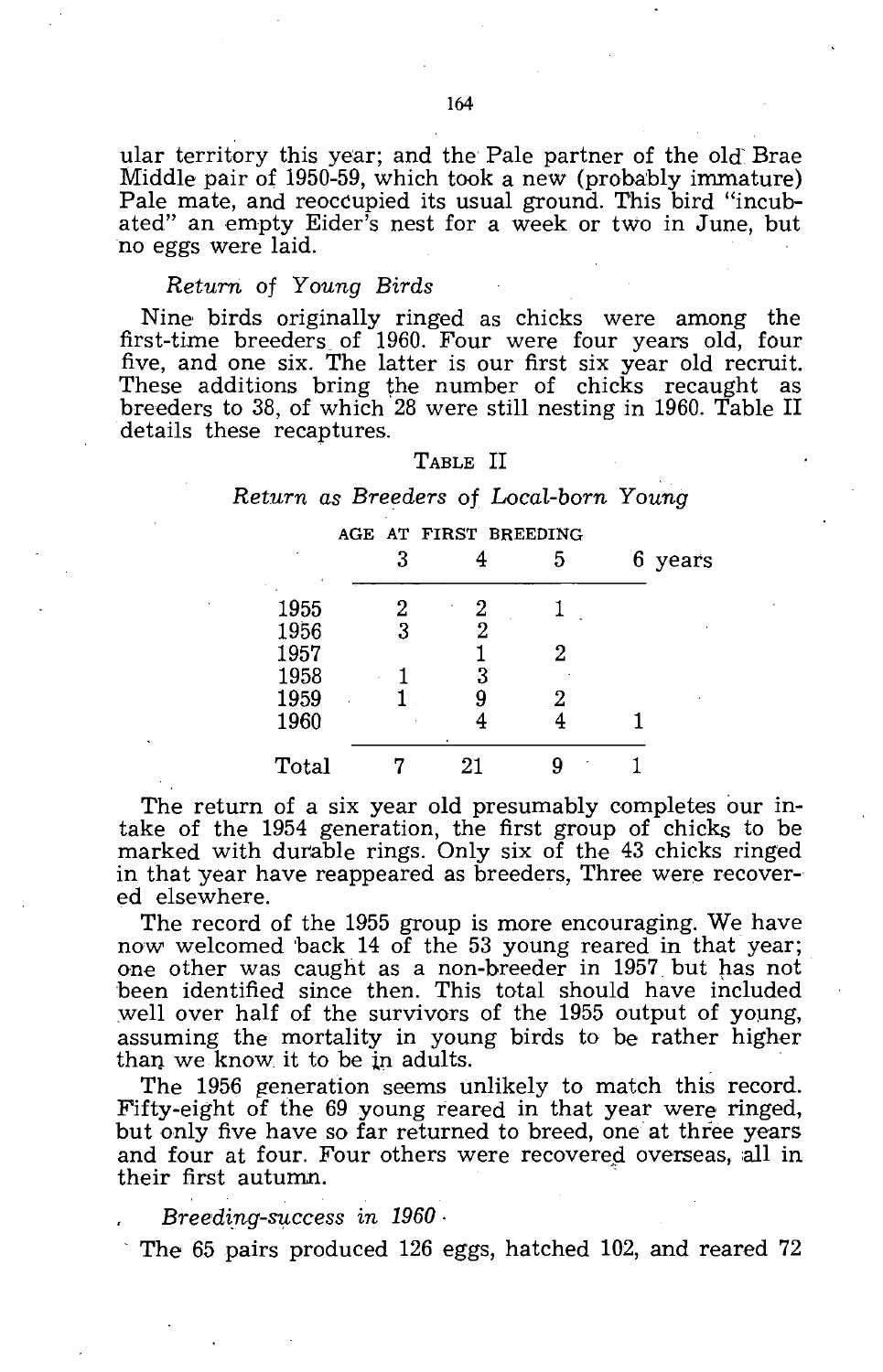ular territory this year; and the Pale partner of the old Brae Middle pair of 1950-59, which took a new (probably immature) Pale mate, and reoccupied its usual ground. This bird "incubated" an empty Eider's nest for a week or two in June, but no eggs were laid.

### *Return of Young Birds*

Nine birds originally ringed as chicks were among the first-time breeders of 1960. Four were four years old, four five, and one six. The latter is our first six year old recruit. These additions bring the number of chicks recaught as breeders to 38, of which 28 were still nesting in 1960. Table II details these recaptures.

TABLE II

*Return as Breeders of Local-born Young*

| | AGE AT FIRST BREEDING 3 | 4 | 5 | 6 years |
|---|---|---|---|---|
| 1955 | 2 | 2 | 1 | |
| 1956 | 3 | 2 | | |
| 1957 | | 1 | 2 | |
| 1958 | 1 | 3 | | |
| 1959 | 1 | 9 | 2 | |
| 1960 | | 4 | 4 | 1 |
| Total | 7 | 21 | 9 | 1 |

The return of a six year old presumably completes our intake of the 1954 generation, the first group of chicks to be marked with durable rings. Only six of the 43 chicks ringed in that year have reappeared as breeders, Three were recovered elsewhere.

The record of the 1955 group is more encouraging. We have now welcomed back 14 of the 53 young reared in that year; one other was caught as a non-breeder in 1957 but has not been identified since then. This total should have included well over half of the survivors of the 1955 output of young, assuming the mortality in young birds to be rather higher than we know it to be in adults.

The 1956 generation seems unlikely to match this record. Fifty-eight of the 69 young reared in that year were ringed, but only five have so far returned to breed, one at three years and four at four. Four others were recovered overseas, all in their first autumn.

### *Breeding-success in 1960*

The 65 pairs produced 126 eggs, hatched 102, and reared 72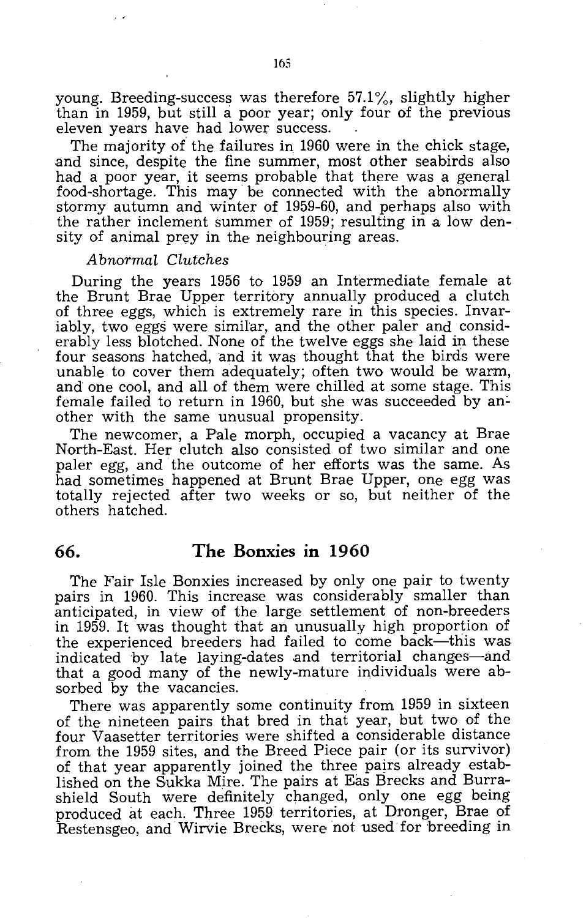young. Breeding-success was therefore 57.1%, slightly higher than in 1959, but still a poor year; only four of the previous eleven years have had lower success.

The majority of the failures in 1960 were in the chick stage, and since, despite the fine summer, most other seabirds also had a poor year, it seems probable that there was a general food-shortage. This may be connected with the abnormally stormy autumn and winter of 1959-60, and perhaps also with the rather inclement summer of 1959; resulting in a low density of animal prey in the neighbouring areas.

*Abnormal Clutches*

During the years 1956 to 1959 an Intermediate female at the Brunt Brae Upper territory annually produced a clutch of three eggs, which is extremely rare in this species. Invariably, two eggs were similar, and the other paler and considerably less blotched. None of the twelve eggs she laid in these four seasons hatched, and it was thought that the birds were unable to cover them adequately; often two would be warm, and one cool, and all of them were chilled at some stage. This female failed to return in 1960, but she was succeeded by another with the same unusual propensity.

The newcomer, a Pale morph, occupied a vacancy at Brae North-East. Her clutch also consisted of two similar and one paler egg, and the outcome of her efforts was the same. As had sometimes happened at Brunt Brae Upper, one egg was totally rejected after two weeks or so, but neither of the others hatched.

## 66. The Bonxies in 1960

The Fair Isle Bonxies increased by only one pair to twenty pairs in 1960. This increase was considerably smaller than anticipated, in view of the large settlement of non-breeders in 1959. It was thought that an unusually high proportion of the experienced breeders had failed to come back—this was indicated by late laying-dates and territorial changes—and that a good many of the newly-mature individuals were absorbed by the vacancies.

There was apparently some continuity from 1959 in sixteen of the nineteen pairs that bred in that year, but two of the four Vaasetter territories were shifted a considerable distance from the 1959 sites, and the Breed Piece pair (or its survivor) of that year apparently joined the three pairs already established on the Sukka Mire. The pairs at Eas Brecks and Burrashield South were definitely changed, only one egg being produced at each. Three 1959 territories, at Dronger, Brae of Restensgeo, and Wirvie Brecks, were not used for breeding in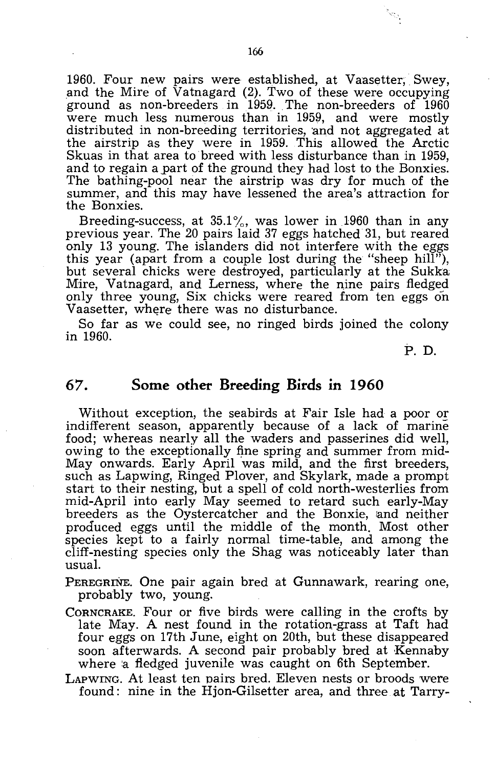1960. Four new pairs were established, at Vaasetter, Swey, and the Mire of Vatnagard (2). Two of these were occupying ground as non-breeders in 1959. The non-breeders of 1960 were much less numerous than in 1959, and were mostly distributed in non-breeding territories, and not aggregated at the airstrip as they were in 1959. This allowed the Arctic Skuas in that area to breed with less disturbance than in 1959, and to regain a part of the ground they had lost to the Bonxies. The bathing-pool near the airstrip was dry for much of the summer, and this may have lessened the area's attraction for the Bonxies.

Breeding-success, at 35.1%, was lower in 1960 than in any previous year. The 20 pairs laid 37 eggs hatched 31, but reared only 13 young. The islanders did not interfere with the eggs this year (apart from a couple lost during the "sheep hill"), but several chicks were destroyed, particularly at the Sukka Mire, Vatnagard, and Lerness, where the nine pairs fledged only three young, Six chicks were reared from ten eggs on Vaasetter, where there was no disturbance.

So far as we could see, no ringed birds joined the colony in 1960.

P. D.

## 67. Some other Breeding Birds in 1960

Without exception, the seabirds at Fair Isle had a poor or indifferent season, apparently because of a lack of marine food; whereas nearly all the waders and passerines did well, owing to the exceptionally fine spring and summer from mid-May onwards. Early April was mild, and the first breeders, such as Lapwing, Ringed Plover, and Skylark, made a prompt start to their nesting, but a spell of cold north-westerlies from mid-April into early May seemed to retard such early-May breeders as the Oystercatcher and the Bonxie, and neither produced eggs until the middle of the month. Most other species kept to a fairly normal time-table, and among the cliff-nesting species only the Shag was noticeably later than usual.

PEREGRINE. One pair again bred at Gunnawark, rearing one, probably two, young.

CORNCRAKE. Four or five birds were calling in the crofts by late May. A nest found in the rotation-grass at Taft had four eggs on 17th June, eight on 20th, but these disappeared soon afterwards. A second pair probably bred at Kennaby where a fledged juvenile was caught on 6th September.

LAPWING. At least ten pairs bred. Eleven nests or broods were found: nine in the Hjon-Gilsetter area, and three at Tarry-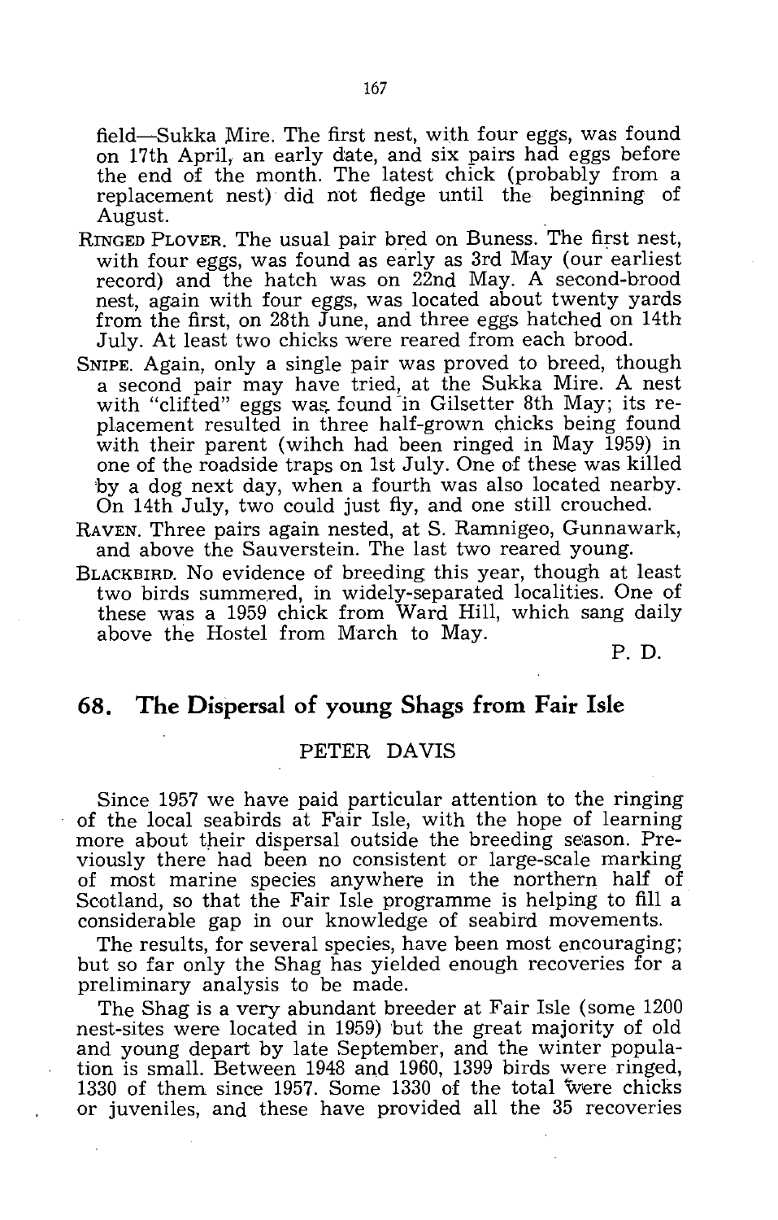field—Sukka Mire. The first nest, with four eggs, was found on 17th April, an early date, and six pairs had eggs before the end of the month. The latest chick (probably from a replacement nest) did not fledge until the beginning of August.

RINGED PLOVER. The usual pair bred on Buness. The first nest, with four eggs, was found as early as 3rd May (our earliest record) and the hatch was on 22nd May. A second-brood nest, again with four eggs, was located about twenty yards from the first, on 28th June, and three eggs hatched on 14th July. At least two chicks were reared from each brood.

SNIPE. Again, only a single pair was proved to breed, though a second pair may have tried, at the Sukka Mire. A nest with "clifted" eggs was found in Gilsetter 8th May; its replacement resulted in three half-grown chicks being found with their parent (wihch had been ringed in May 1959) in one of the roadside traps on 1st July. One of these was killed by a dog next day, when a fourth was also located nearby. On 14th July, two could just fly, and one still crouched.

RAVEN. Three pairs again nested, at S. Ramnigeo, Gunnawark, and above the Sauverstein. The last two reared young.

BLACKBIRD. No evidence of breeding this year, though at least two birds summered, in widely-separated localities. One of these was a 1959 chick from Ward Hill, which sang daily above the Hostel from March to May.

P. D.

## 68. The Dispersal of young Shags from Fair Isle

PETER DAVIS

Since 1957 we have paid particular attention to the ringing of the local seabirds at Fair Isle, with the hope of learning more about their dispersal outside the breeding season. Previously there had been no consistent or large-scale marking of most marine species anywhere in the northern half of Scotland, so that the Fair Isle programme is helping to fill a considerable gap in our knowledge of seabird movements.

The results, for several species, have been most encouraging; but so far only the Shag has yielded enough recoveries for a preliminary analysis to be made.

The Shag is a very abundant breeder at Fair Isle (some 1200 nest-sites were located in 1959) but the great majority of old and young depart by late September, and the winter population is small. Between 1948 and 1960, 1399 birds were ringed, 1330 of them since 1957. Some 1330 of the total were chicks or juveniles, and these have provided all the 35 recoveries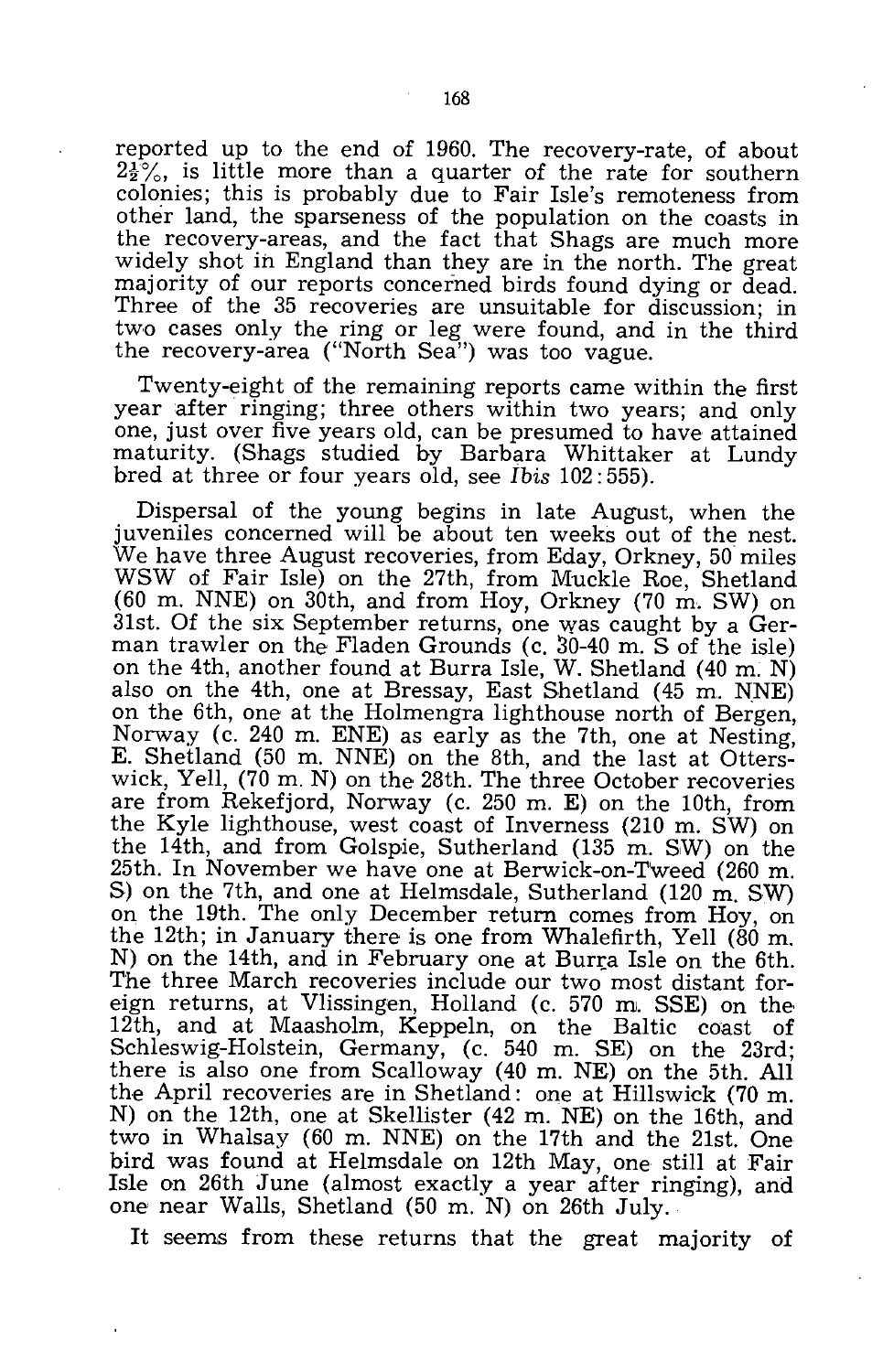reported up to the end of 1960. The recovery-rate, of about $2\frac{1}{2}\%$, is little more than a quarter of the rate for southern colonies; this is probably due to Fair Isle's remoteness from other land, the sparseness of the population on the coasts in the recovery-areas, and the fact that Shags are much more widely shot in England than they are in the north. The great majority of our reports concerned birds found dying or dead. Three of the 35 recoveries are unsuitable for discussion; in two cases only the ring or leg were found, and in the third the recovery-area ("North Sea") was too vague.

Twenty-eight of the remaining reports came within the first year after ringing; three others within two years; and only one, just over five years old, can be presumed to have attained maturity. (Shags studied by Barbara Whittaker at Lundy bred at three or four years old, see *Ibis* 102:555).

Dispersal of the young begins in late August, when the juveniles concerned will be about ten weeks out of the nest. We have three August recoveries, from Eday, Orkney, 50 miles WSW of Fair Isle) on the 27th, from Muckle Roe, Shetland (60 m. NNE) on 30th, and from Hoy, Orkney (70 m. SW) on 31st. Of the six September returns, one was caught by a German trawler on the Fladen Grounds (c. 30-40 m. S of the isle) on the 4th, another found at Burra Isle, W. Shetland (40 m. N) also on the 4th, one at Bressay, East Shetland (45 m. NNE) on the 6th, one at the Holmengra lighthouse north of Bergen, Norway (c. 240 m. ENE) as early as the 7th, one at Nesting, E. Shetland (50 m. NNE) on the 8th, and the last at Otterswick, Yell, (70 m. N) on the 28th. The three October recoveries are from Rekefjord, Norway (c. 250 m. E) on the 10th, from the Kyle lighthouse, west coast of Inverness (210 m. SW) on the 14th, and from Golspie, Sutherland (135 m. SW) on the 25th. In November we have one at Berwick-on-Tweed (260 m. S) on the 7th, and one at Helmsdale, Sutherland (120 m. SW) on the 19th. The only December return comes from Hoy, on the 12th; in January there is one from Whalefirth, Yell (80 m. N) on the 14th, and in February one at Burra Isle on the 6th. The three March recoveries include our two most distant foreign returns, at Vlissingen, Holland (c. 570 m. SSE) on the 12th, and at Maasholm, Keppeln, on the Baltic coast of Schleswig-Holstein, Germany, (c. 540 m. SE) on the 23rd; there is also one from Scalloway (40 m. NE) on the 5th. All the April recoveries are in Shetland: one at Hillswick (70 m. N) on the 12th, one at Skellister (42 m. NE) on the 16th, and two in Whalsay (60 m. NNE) on the 17th and the 21st. One bird was found at Helmsdale on 12th May, one still at Fair Isle on 26th June (almost exactly a year after ringing), and one near Walls, Shetland (50 m. N) on 26th July.

It seems from these returns that the great majority of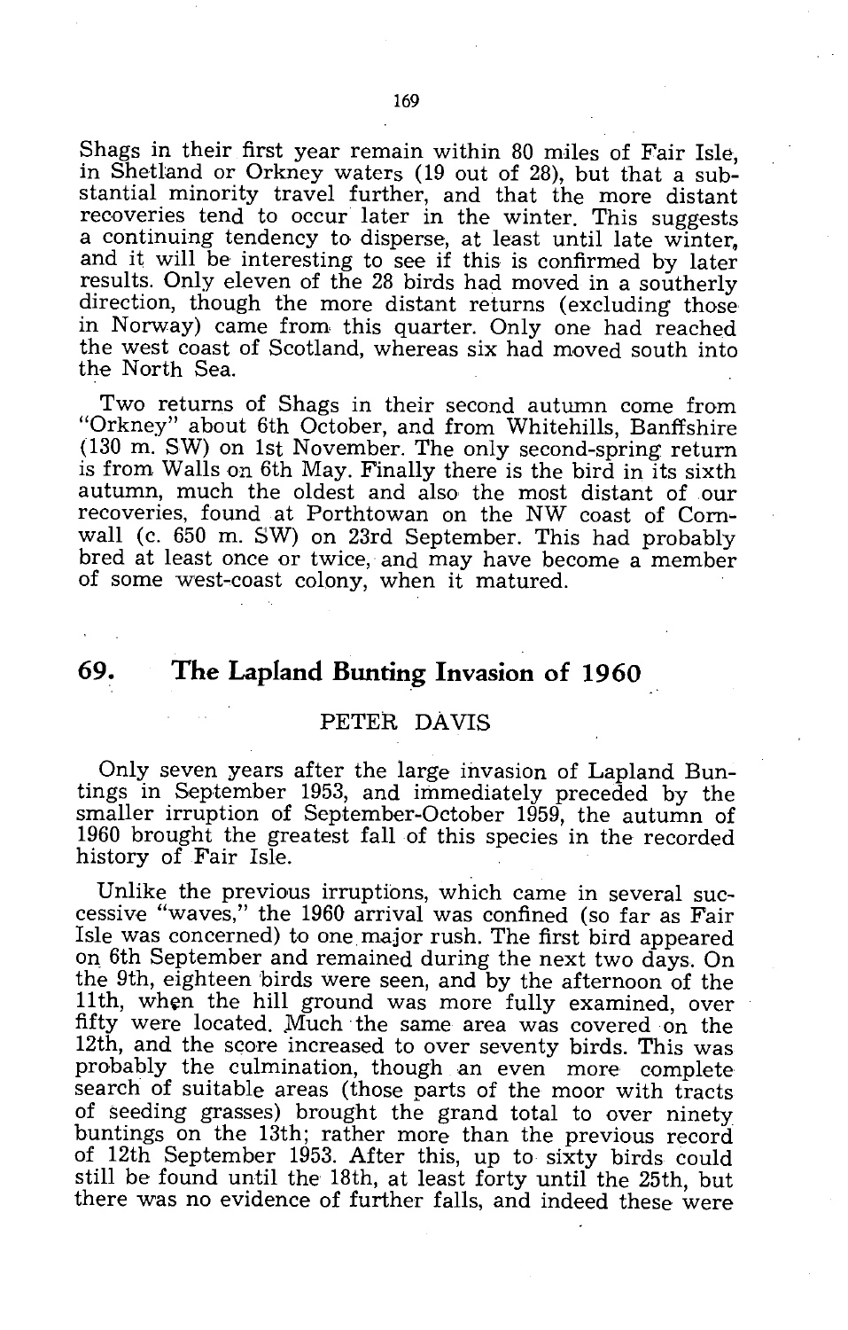Shags in their first year remain within 80 miles of Fair Isle, in Shetland or Orkney waters (19 out of 28), but that a substantial minority travel further, and that the more distant recoveries tend to occur later in the winter. This suggests a continuing tendency to disperse, at least until late winter, and it will be interesting to see if this is confirmed by later results. Only eleven of the 28 birds had moved in a southerly direction, though the more distant returns (excluding those in Norway) came from this quarter. Only one had reached the west coast of Scotland, whereas six had moved south into the North Sea.

Two returns of Shags in their second autumn come from "Orkney" about 6th October, and from Whitehills, Banffshire (130 m. SW) on 1st November. The only second-spring return is from Walls on 6th May. Finally there is the bird in its sixth autumn, much the oldest and also the most distant of our recoveries, found at Porthtowan on the NW coast of Cornwall (c. 650 m. SW) on 23rd September. This had probably bred at least once or twice, and may have become a member of some west-coast colony, when it matured.

## 69. The Lapland Bunting Invasion of 1960

PETER DAVIS

Only seven years after the large invasion of Lapland Buntings in September 1953, and immediately preceded by the smaller irruption of September-October 1959, the autumn of 1960 brought the greatest fall of this species in the recorded history of Fair Isle.

Unlike the previous irruptions, which came in several successive "waves," the 1960 arrival was confined (so far as Fair Isle was concerned) to one major rush. The first bird appeared on 6th September and remained during the next two days. On the 9th, eighteen birds were seen, and by the afternoon of the 11th, when the hill ground was more fully examined, over fifty were located. Much the same area was covered on the 12th, and the score increased to over seventy birds. This was probably the culmination, though an even more complete search of suitable areas (those parts of the moor with tracts of seeding grasses) brought the grand total to over ninety buntings on the 13th; rather more than the previous record of 12th September 1953. After this, up to sixty birds could still be found until the 18th, at least forty until the 25th, but there was no evidence of further falls, and indeed these were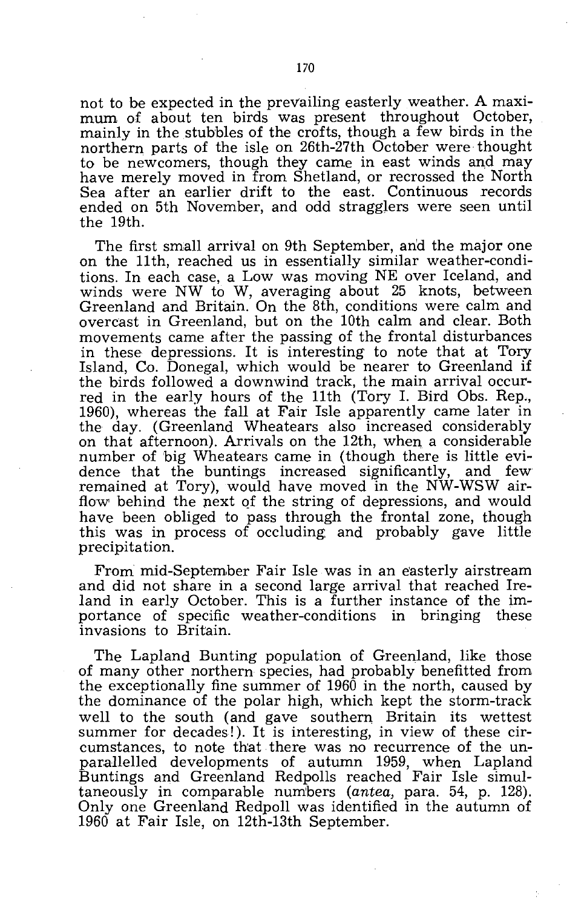not to be expected in the prevailing easterly weather. A maximum of about ten birds was present throughout October, mainly in the stubbles of the crofts, though a few birds in the northern parts of the isle on 26th-27th October were thought to be newcomers, though they came in east winds and may have merely moved in from Shetland, or recrossed the North Sea after an earlier drift to the east. Continuous records ended on 5th November, and odd stragglers were seen until the 19th.

The first small arrival on 9th September, and the major one on the 11th, reached us in essentially similar weather-conditions. In each case, a Low was moving NE over Iceland, and winds were NW to W, averaging about 25 knots, between Greenland and Britain. On the 8th, conditions were calm and overcast in Greenland, but on the 10th calm and clear. Both movements came after the passing of the frontal disturbances in these depressions. It is interesting to note that at Tory Island, Co. Donegal, which would be nearer to Greenland if the birds followed a downwind track, the main arrival occurred in the early hours of the 11th (Tory I. Bird Obs. Rep., 1960), whereas the fall at Fair Isle apparently came later in the day. (Greenland Wheatears also increased considerably on that afternoon). Arrivals on the 12th, when a considerable number of big Wheatears came in (though there is little evidence that the buntings increased significantly, and few remained at Tory), would have moved in the NW-WSW airflow behind the next of the string of depressions, and would have been obliged to pass through the frontal zone, though this was in process of occluding and probably gave little precipitation.

From mid-September Fair Isle was in an easterly airstream and did not share in a second large arrival that reached Ireland in early October. This is a further instance of the importance of specific weather-conditions in bringing these invasions to Britain.

The Lapland Bunting population of Greenland, like those of many other northern species, had probably benefitted from the exceptionally fine summer of 1960 in the north, caused by the dominance of the polar high, which kept the storm-track well to the south (and gave southern Britain its wettest summer for decades!). It is interesting, in view of these circumstances, to note that there was no recurrence of the unparallelled developments of autumn 1959, when Lapland Buntings and Greenland Redpolls reached Fair Isle simultaneously in comparable numbers (*antea,* para. 54, p. 128). Only one Greenland Redpoll was identified in the autumn of 1960 at Fair Isle, on 12th-13th September.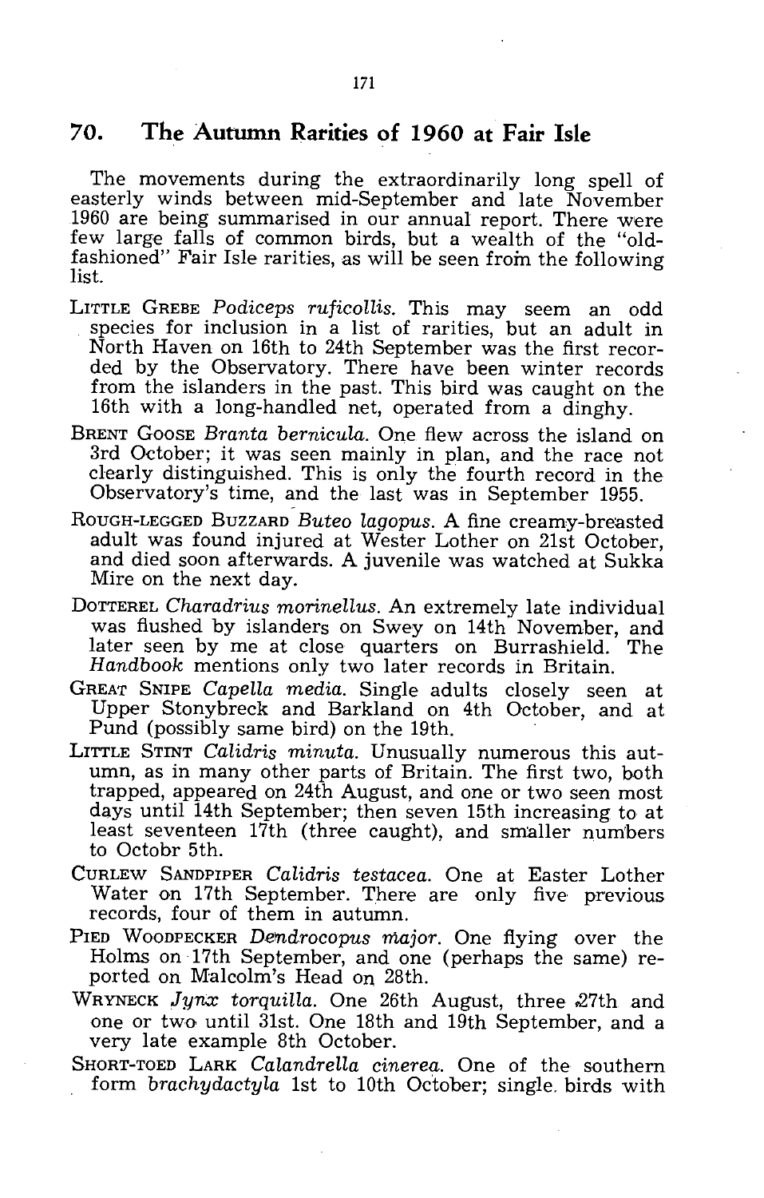## 70. The Autumn Rarities of 1960 at Fair Isle

The movements during the extraordinarily long spell of easterly winds between mid-September and late November 1960 are being summarised in our annual report. There were few large falls of common birds, but a wealth of the "old-fashioned" Fair Isle rarities, as will be seen from the following list.

LITTLE GREBE *Podiceps ruficollis*. This may seem an odd species for inclusion in a list of rarities, but an adult in North Haven on 16th to 24th September was the first recorded by the Observatory. There have been winter records from the islanders in the past. This bird was caught on the 16th with a long-handled net, operated from a dinghy.

BRENT GOOSE *Branta bernicula*. One flew across the island on 3rd October; it was seen mainly in plan, and the race not clearly distinguished. This is only the fourth record in the Observatory's time, and the last was in September 1955.

ROUGH-LEGGED BUZZARD *Buteo lagopus*. A fine creamy-breasted adult was found injured at Wester Lother on 21st October, and died soon afterwards. A juvenile was watched at Sukka Mire on the next day.

DOTTEREL *Charadrius morinellus*. An extremely late individual was flushed by islanders on Swey on 14th November, and later seen by me at close quarters on Burrashield. The *Handbook* mentions only two later records in Britain.

GREAT SNIPE *Capella media*. Single adults closely seen at Upper Stonybreck and Barkland on 4th October, and at Pund (possibly same bird) on the 19th.

LITTLE STINT *Calidris minuta*. Unusually numerous this autumn, as in many other parts of Britain. The first two, both trapped, appeared on 24th August, and one or two seen most days until 14th September; then seven 15th increasing to at least seventeen 17th (three caught), and smaller numbers to Octobr 5th.

CURLEW SANDPIPER *Calidris testacea*. One at Easter Lother Water on 17th September. There are only five previous records, four of them in autumn.

PIED WOODPECKER *Dendrocopus major*. One flying over the Holms on 17th September, and one (perhaps the same) reported on Malcolm's Head on 28th.

WRYNECK *Jynx torquilla*. One 26th August, three 27th and one or two until 31st. One 18th and 19th September, and a very late example 8th October.

SHORT-TOED LARK *Calandrella cinerea*. One of the southern form *brachydactyla* 1st to 10th October; single birds with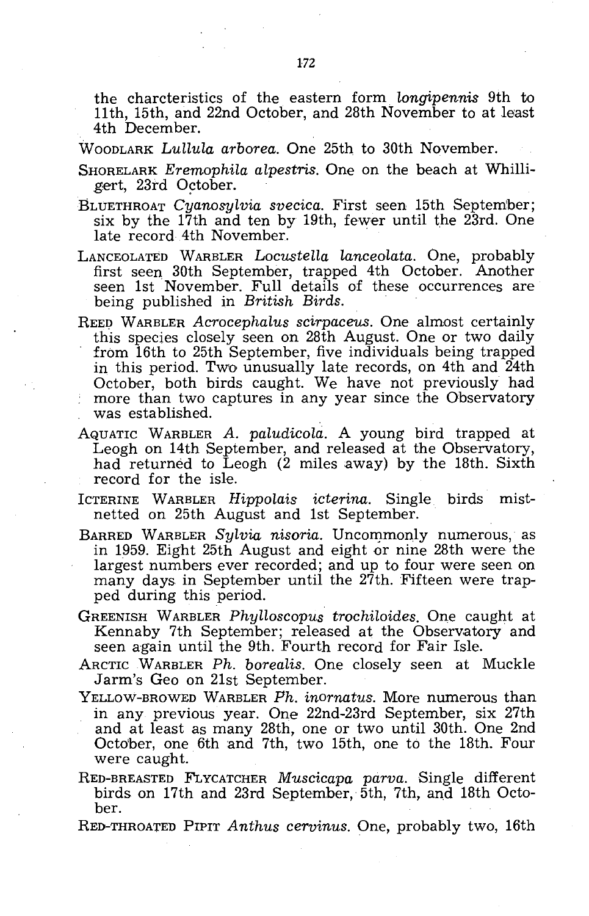the charcteristics of the eastern form *longipennis* 9th to 11th, 15th, and 22nd October, and 28th November to at least 4th December.

WOODLARK *Lullula arborea*. One 25th to 30th November.

SHORELARK *Eremophila alpestris*. One on the beach at Whilligert, 23rd October.

BLUETHROAT *Cyanosylvia svecica*. First seen 15th September; six by the 17th and ten by 19th, fewer until the 23rd. One late record 4th November.

LANCEOLATED WARBLER *Locustella lanceolata*. One, probably first seen 30th September, trapped 4th October. Another seen 1st November. Full details of these occurrences are being published in *British Birds*.

REED WARBLER *Acrocephalus scirpaceus*. One almost certainly this species closely seen on 28th August. One or two daily from 16th to 25th September, five individuals being trapped in this period. Two unusually late records, on 4th and 24th October, both birds caught. We have not previously had more than two captures in any year since the Observatory was established.

AQUATIC WARBLER *A. paludicola*. A young bird trapped at Leogh on 14th September, and released at the Observatory, had returned to Leogh (2 miles away) by the 18th. Sixth record for the isle.

ICTERINE WARBLER *Hippolais icterina*. Single birds mist-netted on 25th August and 1st September.

BARRED WARBLER *Sylvia nisoria*. Uncommonly numerous, as in 1959. Eight 25th August and eight or nine 28th were the largest numbers ever recorded; and up to four were seen on many days in September until the 27th. Fifteen were trapped during this period.

GREENISH WARBLER *Phylloscopus trochiloides*. One caught at Kennaby 7th September; released at the Observatory and seen again until the 9th. Fourth record for Fair Isle.

ARCTIC WARBLER *Ph. borealis*. One closely seen at Muckle Jarm's Geo on 21st September.

YELLOW-BROWED WARBLER *Ph. inornatus*. More numerous than in any previous year. One 22nd-23rd September, six 27th and at least as many 28th, one or two until 30th. One 2nd October, one 6th and 7th, two 15th, one to the 18th. Four were caught.

RED-BREASTED FLYCATCHER *Muscicapa parva*. Single different birds on 17th and 23rd September, 5th, 7th, and 18th October.

RED-THROATED PIPIT *Anthus cervinus*. One, probably two, 16th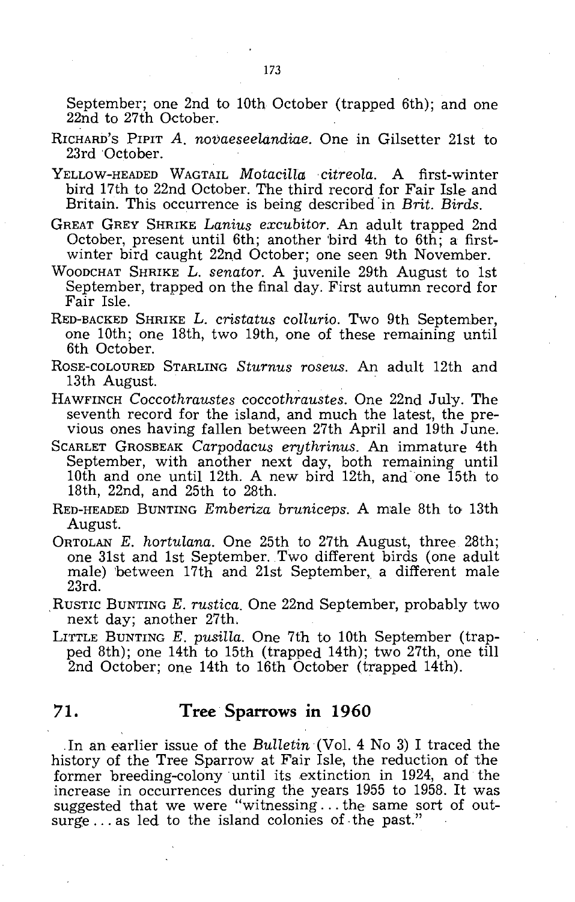September; one 2nd to 10th October (trapped 6th); and one 22nd to 27th October.

RICHARD'S PIPIT *A. novaeseelandiae*. One in Gilsetter 21st to 23rd October.

YELLOW-HEADED WAGTAIL *Motacilla citreola*. A first-winter bird 17th to 22nd October. The third record for Fair Isle and Britain. This occurrence is being described in *Brit. Birds*.

GREAT GREY SHRIKE *Lanius excubitor*. An adult trapped 2nd October, present until 6th; another bird 4th to 6th; a first-winter bird caught 22nd October; one seen 9th November.

WOODCHAT SHRIKE *L. senator*. A juvenile 29th August to 1st September, trapped on the final day. First autumn record for Fair Isle.

RED-BACKED SHRIKE *L. cristatus collurio*. Two 9th September, one 10th; one 18th, two 19th, one of these remaining until 6th October.

ROSE-COLOURED STARLING *Sturnus roseus*. An adult 12th and 13th August.

HAWFINCH *Coccothraustes coccothraustes*. One 22nd July. The seventh record for the island, and much the latest, the previous ones having fallen between 27th April and 19th June.

SCARLET GROSBEAK *Carpodacus erythrinus*. An immature 4th September, with another next day, both remaining until 10th and one until 12th. A new bird 12th, and one 15th to 18th, 22nd, and 25th to 28th.

RED-HEADED BUNTING *Emberiza bruniceps*. A male 8th to 13th August.

ORTOLAN *E. hortulana*. One 25th to 27th August, three 28th; one 31st and 1st September. Two different birds (one adult male) between 17th and 21st September, a different male 23rd.

RUSTIC BUNTING *E. rustica*. One 22nd September, probably two next day; another 27th.

LITTLE BUNTING *E. pusilla*. One 7th to 10th September (trapped 8th); one 14th to 15th (trapped 14th); two 27th, one till 2nd October; one 14th to 16th October (trapped 14th).

## 71. Tree Sparrows in 1960

In an earlier issue of the *Bulletin* (Vol. 4 No 3) I traced the history of the Tree Sparrow at Fair Isle, the reduction of the former breeding-colony until its extinction in 1924, and the increase in occurrences during the years 1955 to 1958. It was suggested that we were "witnessing... the same sort of outsurge... as led to the island colonies of the past."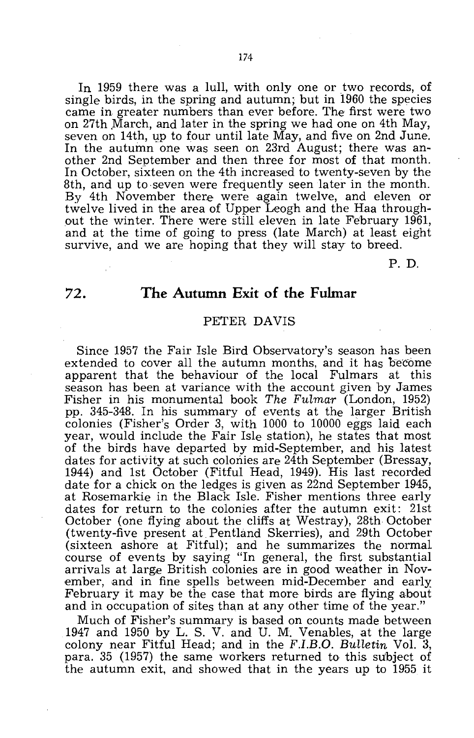In 1959 there was a lull, with only one or two records, of single birds, in the spring and autumn; but in 1960 the species came in greater numbers than ever before. The first were two on 27th March, and later in the spring we had one on 4th May, seven on 14th, up to four until late May, and five on 2nd June. In the autumn one was seen on 23rd August; there was another 2nd September and then three for most of that month. In October, sixteen on the 4th increased to twenty-seven by the 8th, and up to seven were frequently seen later in the month. By 4th November there were again twelve, and eleven or twelve lived in the area of Upper Leogh and the Haa throughout the winter. There were still eleven in late February 1961, and at the time of going to press (late March) at least eight survive, and we are hoping that they will stay to breed.

P. D.

## 72. The Autumn Exit of the Fulmar

PETER DAVIS

Since 1957 the Fair Isle Bird Observatory's season has been extended to cover all the autumn months, and it has become apparent that the behaviour of the local Fulmars at this season has been at variance with the account given by James Fisher in his monumental book *The Fulmar* (London, 1952) pp. 345-348. In his summary of events at the larger British colonies (Fisher's Order 3, with 1000 to 10000 eggs laid each year, would include the Fair Isle station), he states that most of the birds have departed by mid-September, and his latest dates for activity at such colonies are 24th September (Bressay, 1944) and 1st October (Fitful Head, 1949). His last recorded date for a chick on the ledges is given as 22nd September 1945, at Rosemarkie in the Black Isle. Fisher mentions three early dates for return to the colonies after the autumn exit: 21st October (one flying about the cliffs at Westray), 28th October (twenty-five present at Pentland Skerries), and 29th October (sixteen ashore at Fitful); and he summarizes the normal course of events by saying "In general, the first substantial arrivals at large British colonies are in good weather in November, and in fine spells between mid-December and early February it may be the case that more birds are flying about and in occupation of sites than at any other time of the year."

Much of Fisher's summary is based on counts made between 1947 and 1950 by L. S. V. and U. M. Venables, at the large colony near Fitful Head; and in the *F.I.B.O. Bulletin* Vol. 3, para. 35 (1957) the same workers returned to this subject of the autumn exit, and showed that in the years up to 1955 it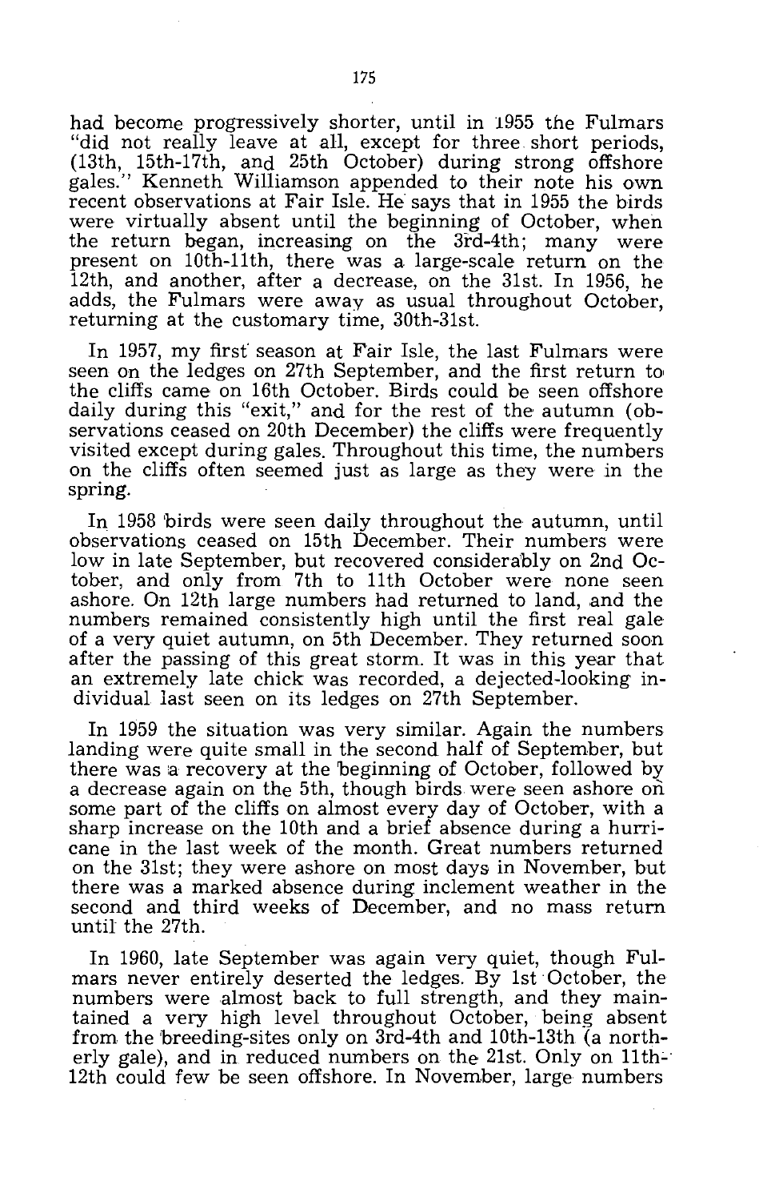had become progressively shorter, until in 1955 the Fulmars "did not really leave at all, except for three short periods, (13th, 15th-17th, and 25th October) during strong offshore gales." Kenneth Williamson appended to their note his own recent observations at Fair Isle. He says that in 1955 the birds were virtually absent until the beginning of October, when the return began, increasing on the 3rd-4th; many were present on 10th-11th, there was a large-scale return on the 12th, and another, after a decrease, on the 31st. In 1956, he adds, the Fulmars were away as usual throughout October, returning at the customary time, 30th-31st.

In 1957, my first season at Fair Isle, the last Fulmars were seen on the ledges on 27th September, and the first return to the cliffs came on 16th October. Birds could be seen offshore daily during this "exit," and for the rest of the autumn (observations ceased on 20th December) the cliffs were frequently visited except during gales. Throughout this time, the numbers on the cliffs often seemed just as large as they were in the spring.

In 1958 birds were seen daily throughout the autumn, until observations ceased on 15th December. Their numbers were low in late September, but recovered considerably on 2nd October, and only from 7th to 11th October were none seen ashore. On 12th large numbers had returned to land, and the numbers remained consistently high until the first real gale of a very quiet autumn, on 5th December. They returned soon after the passing of this great storm. It was in this year that an extremely late chick was recorded, a dejected-looking individual last seen on its ledges on 27th September.

In 1959 the situation was very similar. Again the numbers landing were quite small in the second half of September, but there was a recovery at the beginning of October, followed by a decrease again on the 5th, though birds were seen ashore on some part of the cliffs on almost every day of October, with a sharp increase on the 10th and a brief absence during a hurricane in the last week of the month. Great numbers returned on the 31st; they were ashore on most days in November, but there was a marked absence during inclement weather in the second and third weeks of December, and no mass return until the 27th.

In 1960, late September was again very quiet, though Fulmars never entirely deserted the ledges. By 1st October, the numbers were almost back to full strength, and they maintained a very high level throughout October, being absent from the breeding-sites only on 3rd-4th and 10th-13th (a northerly gale), and in reduced numbers on the 21st. Only on 11th-12th could few be seen offshore. In November, large numbers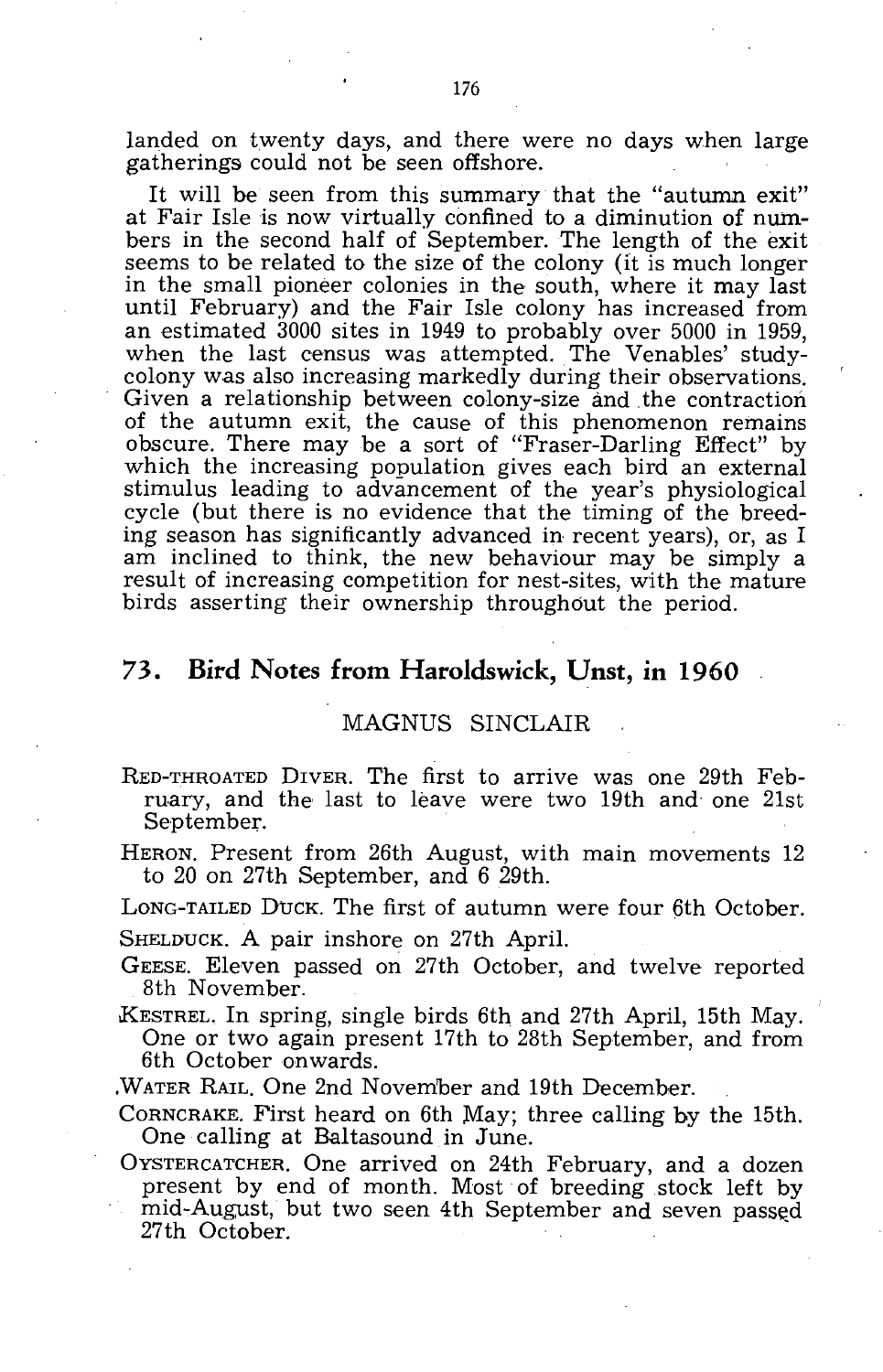landed on twenty days, and there were no days when large gatherings could not be seen offshore.

It will be seen from this summary that the "autumn exit" at Fair Isle is now virtually confined to a diminution of numbers in the second half of September. The length of the exit seems to be related to the size of the colony (it is much longer in the small pioneer colonies in the south, where it may last until February) and the Fair Isle colony has increased from an estimated 3000 sites in 1949 to probably over 5000 in 1959, when the last census was attempted. The Venables' study-colony was also increasing markedly during their observations. Given a relationship between colony-size and the contraction of the autumn exit, the cause of this phenomenon remains obscure. There may be a sort of "Fraser-Darling Effect" by which the increasing population gives each bird an external stimulus leading to advancement of the year's physiological cycle (but there is no evidence that the timing of the breeding season has significantly advanced in recent years), or, as I am inclined to think, the new behaviour may be simply a result of increasing competition for nest-sites, with the mature birds asserting their ownership throughout the period.

## 73. Bird Notes from Haroldswick, Unst, in 1960

MAGNUS SINCLAIR

RED-THROATED DIVER. The first to arrive was one 29th February, and the last to leave were two 19th and one 21st September.

HERON. Present from 26th August, with main movements 12 to 20 on 27th September, and 6 29th.

LONG-TAILED DUCK. The first of autumn were four 6th October.

SHELDUCK. A pair inshore on 27th April.

GEESE. Eleven passed on 27th October, and twelve reported 8th November.

KESTREL. In spring, single birds 6th and 27th April, 15th May. One or two again present 17th to 28th September, and from 6th October onwards.

WATER RAIL. One 2nd November and 19th December.

CORNCRAKE. First heard on 6th May; three calling by the 15th. One calling at Baltasound in June.

OYSTERCATCHER. One arrived on 24th February, and a dozen present by end of month. Most of breeding stock left by mid-August, but two seen 4th September and seven passed 27th October.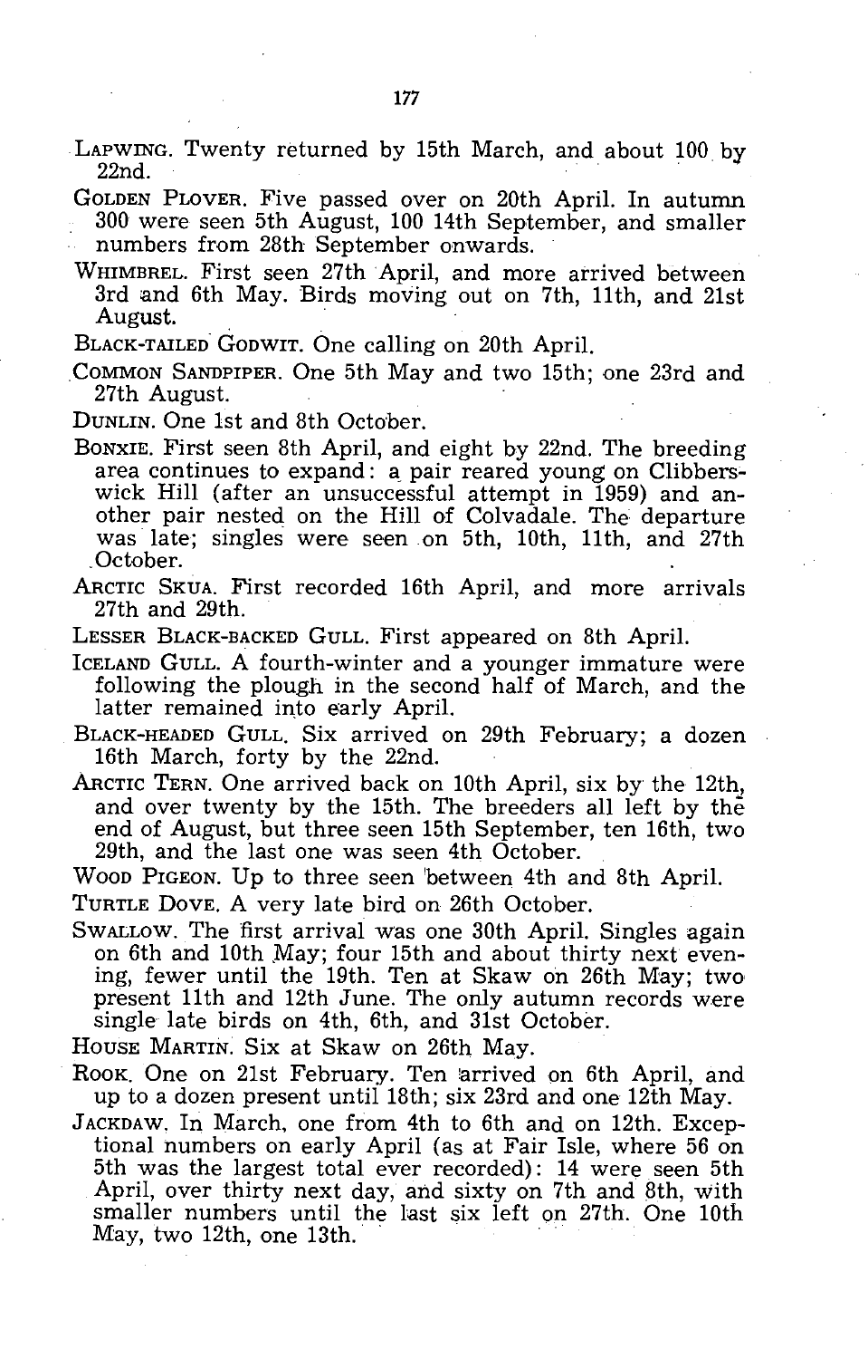LAPWING. Twenty returned by 15th March, and about 100 by 22nd.

GOLDEN PLOVER. Five passed over on 20th April. In autumn 300 were seen 5th August, 100 14th September, and smaller numbers from 28th September onwards.

WHIMBREL. First seen 27th April, and more arrived between 3rd and 6th May. Birds moving out on 7th, 11th, and 21st August.

BLACK-TAILED GODWIT. One calling on 20th April.

COMMON SANDPIPER. One 5th May and two 15th; one 23rd and 27th August.

DUNLIN. One 1st and 8th October.

BONXIE. First seen 8th April, and eight by 22nd. The breeding area continues to expand: a pair reared young on Clibberswick Hill (after an unsuccessful attempt in 1959) and another pair nested on the Hill of Colvadale. The departure was late; singles were seen on 5th, 10th, 11th, and 27th October.

ARCTIC SKUA. First recorded 16th April, and more arrivals 27th and 29th.

LESSER BLACK-BACKED GULL. First appeared on 8th April.

ICELAND GULL. A fourth-winter and a younger immature were following the plough in the second half of March, and the latter remained into early April.

BLACK-HEADED GULL. Six arrived on 29th February; a dozen 16th March, forty by the 22nd.

ARCTIC TERN. One arrived back on 10th April, six by the 12th, and over twenty by the 15th. The breeders all left by the end of August, but three seen 15th September, ten 16th, two 29th, and the last one was seen 4th October.

WOOD PIGEON. Up to three seen between 4th and 8th April.

TURTLE DOVE. A very late bird on 26th October.

SWALLOW. The first arrival was one 30th April. Singles again on 6th and 10th May; four 15th and about thirty next evening, fewer until the 19th. Ten at Skaw on 26th May; two present 11th and 12th June. The only autumn records were single late birds on 4th, 6th, and 31st October.

HOUSE MARTIN. Six at Skaw on 26th May.

ROOK. One on 21st February. Ten arrived on 6th April, and up to a dozen present until 18th; six 23rd and one 12th May.

JACKDAW. In March, one from 4th to 6th and on 12th. Exceptional numbers on early April (as at Fair Isle, where 56 on 5th was the largest total ever recorded): 14 were seen 5th April, over thirty next day, and sixty on 7th and 8th, with smaller numbers until the last six left on 27th. One 10th May, two 12th, one 13th.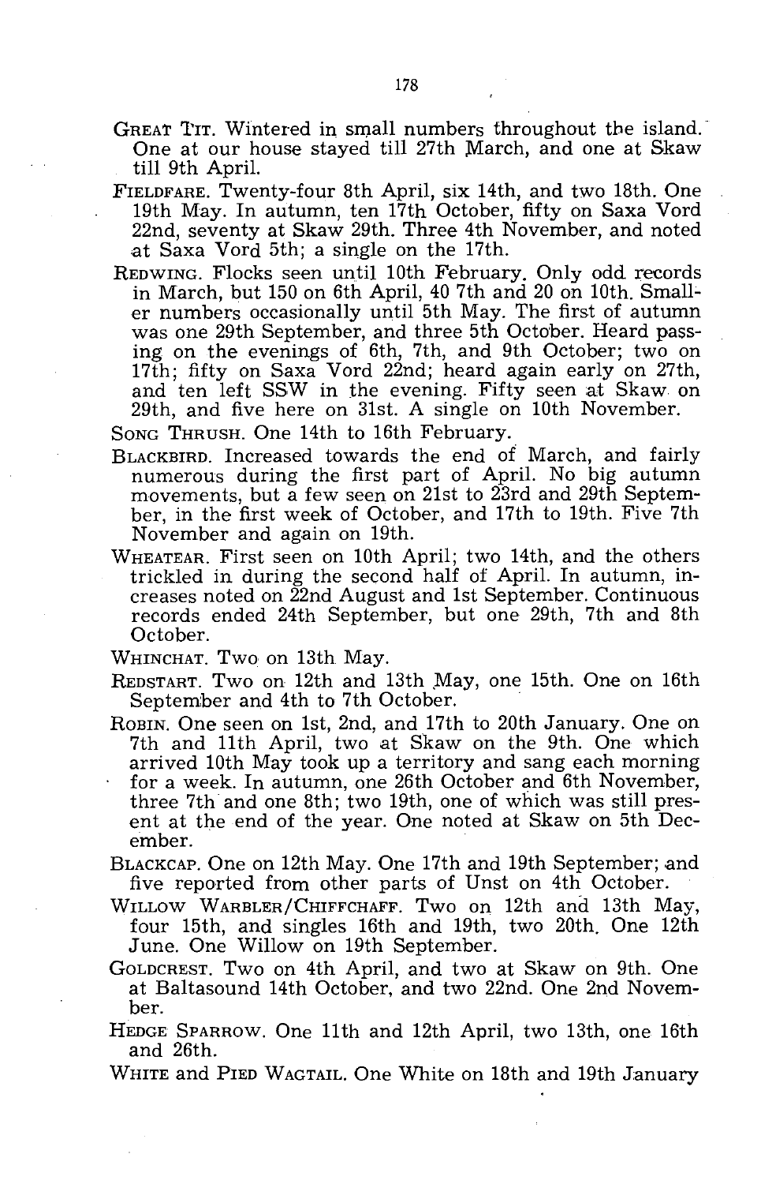GREAT TIT. Wintered in small numbers throughout the island. One at our house stayed till 27th March, and one at Skaw till 9th April.

FIELDFARE. Twenty-four 8th April, six 14th, and two 18th. One 19th May. In autumn, ten 17th October, fifty on Saxa Vord 22nd, seventy at Skaw 29th. Three 4th November, and noted at Saxa Vord 5th; a single on the 17th.

REDWING. Flocks seen until 10th February. Only odd records in March, but 150 on 6th April, 40 7th and 20 on 10th. Smaller numbers occasionally until 5th May. The first of autumn was one 29th September, and three 5th October. Heard passing on the evenings of 6th, 7th, and 9th October; two on 17th; fifty on Saxa Vord 22nd; heard again early on 27th, and ten left SSW in the evening. Fifty seen at Skaw on 29th, and five here on 31st. A single on 10th November.

SONG THRUSH. One 14th to 16th February.

BLACKBIRD. Increased towards the end of March, and fairly numerous during the first part of April. No big autumn movements, but a few seen on 21st to 23rd and 29th September, in the first week of October, and 17th to 19th. Five 7th November and again on 19th.

WHEATEAR. First seen on 10th April; two 14th, and the others trickled in during the second half of April. In autumn, increases noted on 22nd August and 1st September. Continuous records ended 24th September, but one 29th, 7th and 8th October.

WHINCHAT. Two on 13th May.

REDSTART. Two on 12th and 13th May, one 15th. One on 16th September and 4th to 7th October.

ROBIN. One seen on 1st, 2nd, and 17th to 20th January. One on 7th and 11th April, two at Skaw on the 9th. One which arrived 10th May took up a territory and sang each morning for a week. In autumn, one 26th October and 6th November, three 7th and one 8th; two 19th, one of which was still present at the end of the year. One noted at Skaw on 5th December.

BLACKCAP. One on 12th May. One 17th and 19th September; and five reported from other parts of Unst on 4th October.

WILLOW WARBLER/CHIFFCHAFF. Two on 12th and 13th May, four 15th, and singles 16th and 19th, two 20th. One 12th June. One Willow on 19th September.

GOLDCREST. Two on 4th April, and two at Skaw on 9th. One at Baltasound 14th October, and two 22nd. One 2nd November.

HEDGE SPARROW. One 11th and 12th April, two 13th, one 16th and 26th.

WHITE and PIED WAGTAIL. One White on 18th and 19th January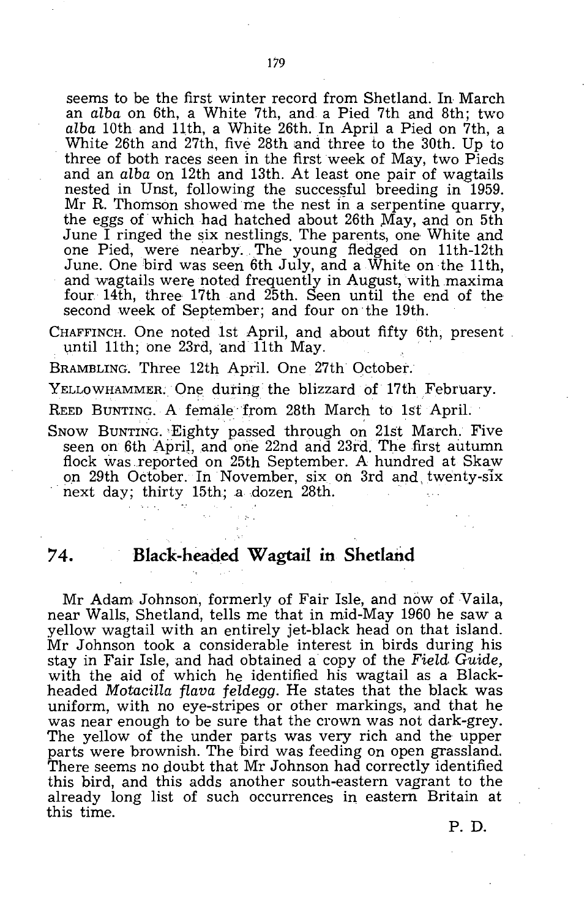seems to be the first winter record from Shetland. In March an *alba* on 6th, a White 7th, and a Pied 7th and 8th; two *alba* 10th and 11th, a White 26th. In April a Pied on 7th, a White 26th and 27th, five 28th and three to the 30th. Up to three of both races seen in the first week of May, two Pieds and an *alba* on 12th and 13th. At least one pair of wagtails nested in Unst, following the successful breeding in 1959. Mr R. Thomson showed me the nest in a serpentine quarry, the eggs of which had hatched about 26th May, and on 5th June I ringed the six nestlings. The parents, one White and one Pied, were nearby. The young fledged on 11th-12th June. One bird was seen 6th July, and a White on the 11th, and wagtails were noted frequently in August, with maxima four 14th, three 17th and 25th. Seen until the end of the second week of September; and four on the 19th.

CHAFFINCH. One noted 1st April, and about fifty 6th, present until 11th; one 23rd, and 11th May.

BRAMBLING. Three 12th April. One 27th October.

YELLOWHAMMER. One during the blizzard of 17th February.

REED BUNTING. A female from 28th March to 1st April.

SNOW BUNTING. Eighty passed through on 21st March. Five seen on 6th April, and one 22nd and 23rd. The first autumn flock was reported on 25th September. A hundred at Skaw on 29th October. In November, six on 3rd and twenty-six next day; thirty 15th; a dozen 28th.

## 74. Black-headed Wagtail in Shetland

Mr Adam Johnson, formerly of Fair Isle, and now of Vaila, near Walls, Shetland, tells me that in mid-May 1960 he saw a yellow wagtail with an entirely jet-black head on that island. Mr Johnson took a considerable interest in birds during his stay in Fair Isle, and had obtained a copy of the *Field Guide*, with the aid of which he identified his wagtail as a Black-headed *Motacilla flava feldegg*. He states that the black was uniform, with no eye-stripes or other markings, and that he was near enough to be sure that the crown was not dark-grey. The yellow of the under parts was very rich and the upper parts were brownish. The bird was feeding on open grassland. There seems no doubt that Mr Johnson had correctly identified this bird, and this adds another south-eastern vagrant to the already long list of such occurrences in eastern Britain at this time.

P. D.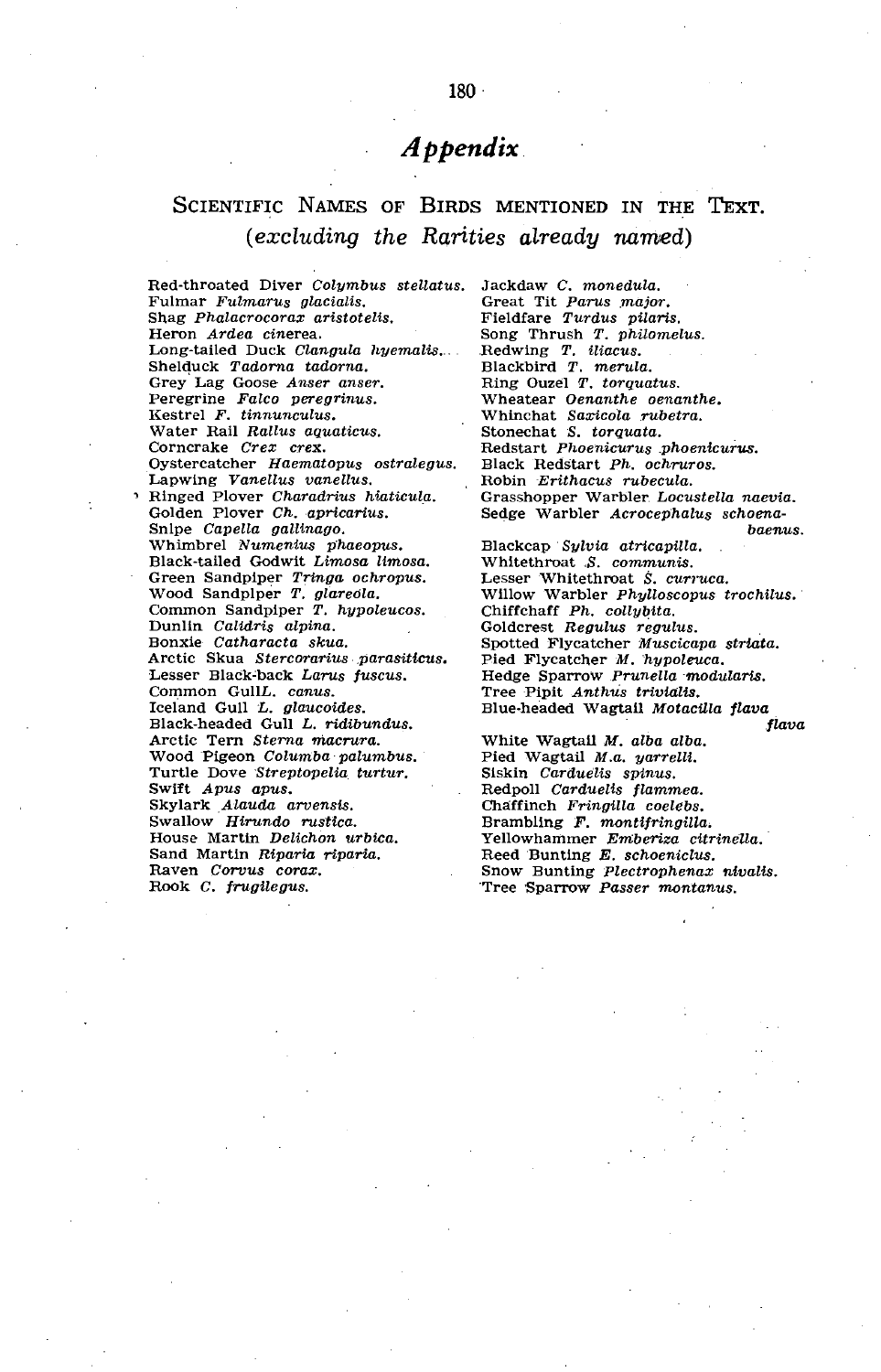# *Appendix*

## Scientific Names of Birds mentioned in the Text.
### *(excluding the Rarities already named)*

Red-throated Diver *Colymbus stellatus.*
Fulmar *Fulmarus glacialis.*
Shag *Phalacrocorax aristotelis.*
Heron *Ardea cinerea.*
Long-tailed Duck *Clangula hyemalis.*
Shelduck *Tadorna tadorna.*
Grey Lag Goose *Anser anser.*
Peregrine *Falco peregrinus.*
Kestrel *F. tinnunculus.*
Water Rail *Rallus aquaticus.*
Corncrake *Crex crex.*
Oystercatcher *Haematopus ostralegus.*
Lapwing *Vanellus vanellus.*
Ringed Plover *Charadrius hiaticula.*
Golden Plover *Ch. apricarius.*
Snipe *Capella gallinago.*
Whimbrel *Numenius phaeopus.*
Black-tailed Godwit *Limosa limosa.*
Green Sandpiper *Tringa ochropus.*
Wood Sandpiper *T. glareola.*
Common Sandpiper *T. hypoleucos.*
Dunlin *Calidris alpina.*
Bonxie *Catharacta skua.*
Arctic Skua *Stercorarius parasiticus.*
Lesser Black-back *Larus fuscus.*
Common Gull *L. canus.*
Iceland Gull *L. glaucoides.*
Black-headed Gull *L. ridibundus.*
Arctic Tern *Sterna macrura.*
Wood Pigeon *Columba palumbus.*
Turtle Dove *Streptopelia turtur.*
Swift *Apus apus.*
Skylark *Alauda arvensis.*
Swallow *Hirundo rustica.*
House Martin *Delichon urbica.*
Sand Martin *Riparia riparia.*
Raven *Corvus corax.*
Rook *C. frugilegus.*
Jackdaw *C. monedula.*
Great Tit *Parus major.*
Fieldfare *Turdus pilaris.*
Song Thrush *T. philomelus.*
Redwing *T. iliacus.*
Blackbird *T. merula.*
Ring Ouzel *T. torquatus.*
Wheatear *Oenanthe oenanthe.*
Whinchat *Saxicola rubetra.*
Stonechat *S. torquata.*
Redstart *Phoenicurus phoenicurus.*
Black Redstart *Ph. ochruros.*
Robin *Erithacus rubecula.*
Grasshopper Warbler *Locustella naevia.*
Sedge Warbler *Acrocephalus schoenabaenus.*
Blackcap *Sylvia atricapilla.*
Whitethroat *S. communis.*
Lesser Whitethroat *S. curruca.*
Willow Warbler *Phylloscopus trochilus.*
Chiffchaff *Ph. collybita.*
Goldcrest *Regulus regulus.*
Spotted Flycatcher *Muscicapa striata.*
Pied Flycatcher *M. hypoleuca.*
Hedge Sparrow *Prunella modularis.*
Tree Pipit *Anthus trivialis.*
Blue-headed Wagtail *Motacilla flava flava*
White Wagtail *M. alba alba.*
Pied Wagtail *M.a. yarrelli.*
Siskin *Carduelis spinus.*
Redpoll *Carduelis flammea.*
Chaffinch *Fringilla coelebs.*
Brambling *F. montifringilla.*
Yellowhammer *Emberiza citrinella.*
Reed Bunting *E. schoeniclus.*
Snow Bunting *Plectrophenax nivalis.*
Tree Sparrow *Passer montanus.*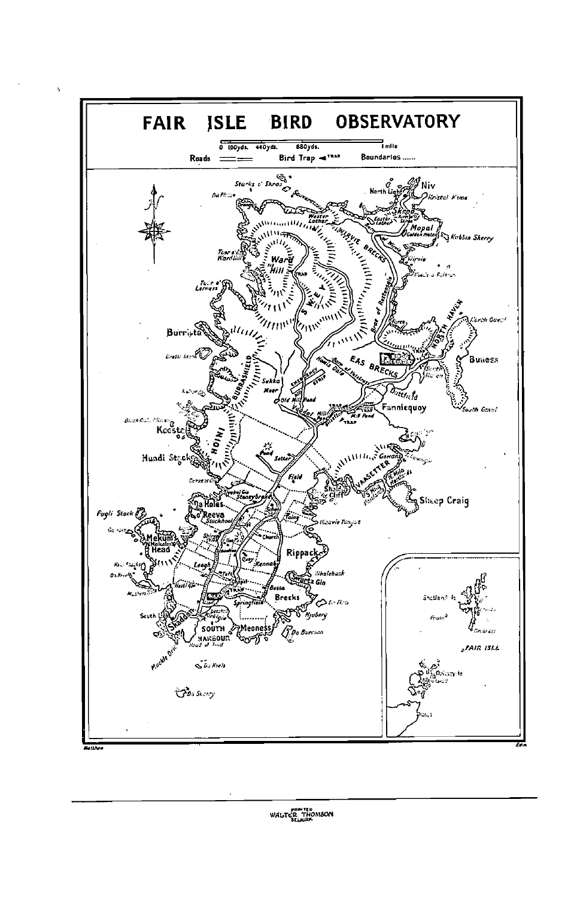# FAIR ISLE BIRD OBSERVATORY

0 100yds. 440yds. 880yds. 1 mile

Roads

Bird Trap

Boundaries ......

PRINTED WALTER THOMSON SELKIRK